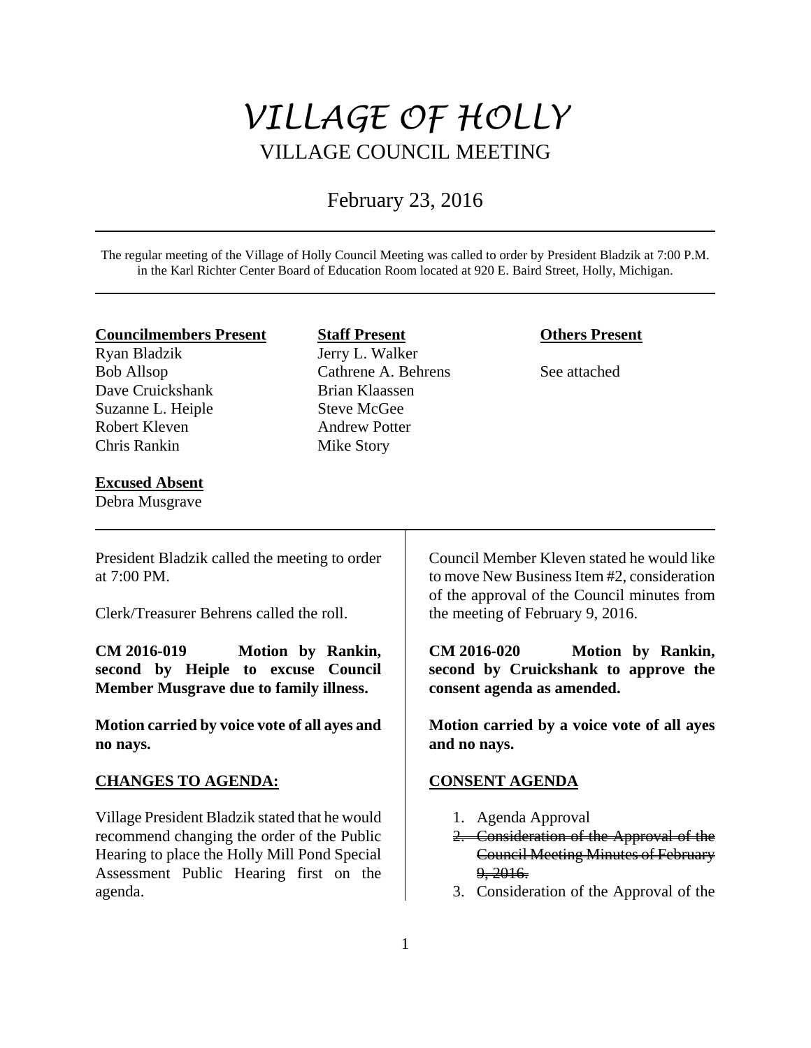# VILLAGE OF HOLLY

## VILLAGE COUNCIL MEETING

February 23, 2016

The regular meeting of the Village of Holly Council Meeting was called to order by President Bladzik at 7:00 P.M. in the Karl Richter Center Board of Education Room located at 920 E. Baird Street, Holly, Michigan.

| **Councilmembers Present** | **Staff Present** | **Others Present** |
|---|---|---|
| Ryan Bladzik | Jerry L. Walker | |
| Bob Allsop | Cathrene A. Behrens | See attached |
| Dave Cruickshank | Brian Klaassen | |
| Suzanne L. Heiple | Steve McGee | |
| Robert Kleven | Andrew Potter | |
| Chris Rankin | Mike Story | |

**Excused Absent**
Debra Musgrave

President Bladzik called the meeting to order at 7:00 PM.

Clerk/Treasurer Behrens called the roll.

**CM 2016-019 Motion by Rankin, second by Heiple to excuse Council Member Musgrave due to family illness.**

**Motion carried by voice vote of all ayes and no nays.**

**CHANGES TO AGENDA:**

Village President Bladzik stated that he would recommend changing the order of the Public Hearing to place the Holly Mill Pond Special Assessment Public Hearing first on the agenda.

Council Member Kleven stated he would like to move New Business Item #2, consideration of the approval of the Council minutes from the meeting of February 9, 2016.

**CM 2016-020 Motion by Rankin, second by Cruickshank to approve the consent agenda as amended.**

**Motion carried by a voice vote of all ayes and no nays.**

**CONSENT AGENDA**

1. Agenda Approval
2. ~~Consideration of the Approval of the Council Meeting Minutes of February 9, 2016.~~
3. Consideration of the Approval of the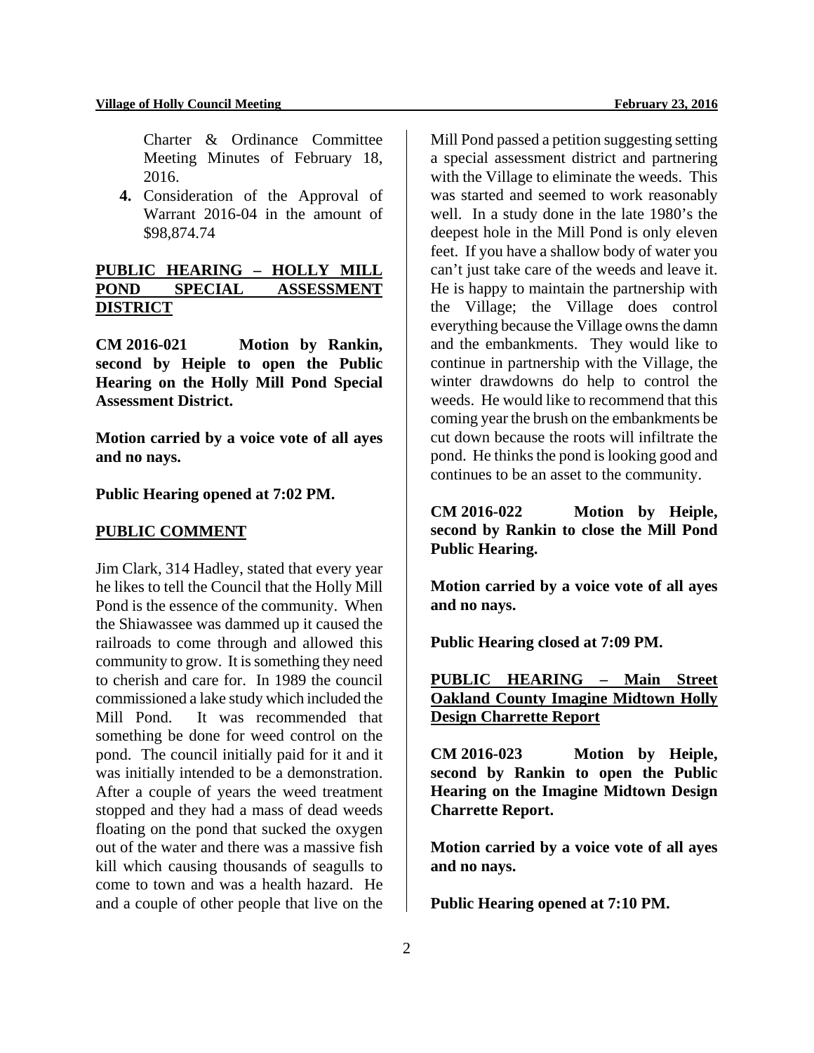Charter & Ordinance Committee Meeting Minutes of February 18, 2016.

4. Consideration of the Approval of Warrant 2016-04 in the amount of $98,874.74

## PUBLIC HEARING – HOLLY MILL POND SPECIAL ASSESSMENT DISTRICT

**CM 2016-021 Motion by Rankin, second by Heiple to open the Public Hearing on the Holly Mill Pond Special Assessment District.**

**Motion carried by a voice vote of all ayes and no nays.**

**Public Hearing opened at 7:02 PM.**

## PUBLIC COMMENT

Jim Clark, 314 Hadley, stated that every year he likes to tell the Council that the Holly Mill Pond is the essence of the community. When the Shiawassee was dammed up it caused the railroads to come through and allowed this community to grow. It is something they need to cherish and care for. In 1989 the council commissioned a lake study which included the Mill Pond. It was recommended that something be done for weed control on the pond. The council initially paid for it and it was initially intended to be a demonstration. After a couple of years the weed treatment stopped and they had a mass of dead weeds floating on the pond that sucked the oxygen out of the water and there was a massive fish kill which causing thousands of seagulls to come to town and was a health hazard. He and a couple of other people that live on the Mill Pond passed a petition suggesting setting a special assessment district and partnering with the Village to eliminate the weeds. This was started and seemed to work reasonably well. In a study done in the late 1980's the deepest hole in the Mill Pond is only eleven feet. If you have a shallow body of water you can't just take care of the weeds and leave it. He is happy to maintain the partnership with the Village; the Village does control everything because the Village owns the damn and the embankments. They would like to continue in partnership with the Village, the winter drawdowns do help to control the weeds. He would like to recommend that this coming year the brush on the embankments be cut down because the roots will infiltrate the pond. He thinks the pond is looking good and continues to be an asset to the community.

**CM 2016-022 Motion by Heiple, second by Rankin to close the Mill Pond Public Hearing.**

**Motion carried by a voice vote of all ayes and no nays.**

**Public Hearing closed at 7:09 PM.**

## PUBLIC HEARING – Main Street Oakland County Imagine Midtown Holly Design Charrette Report

**CM 2016-023 Motion by Heiple, second by Rankin to open the Public Hearing on the Imagine Midtown Design Charrette Report.**

**Motion carried by a voice vote of all ayes and no nays.**

**Public Hearing opened at 7:10 PM.**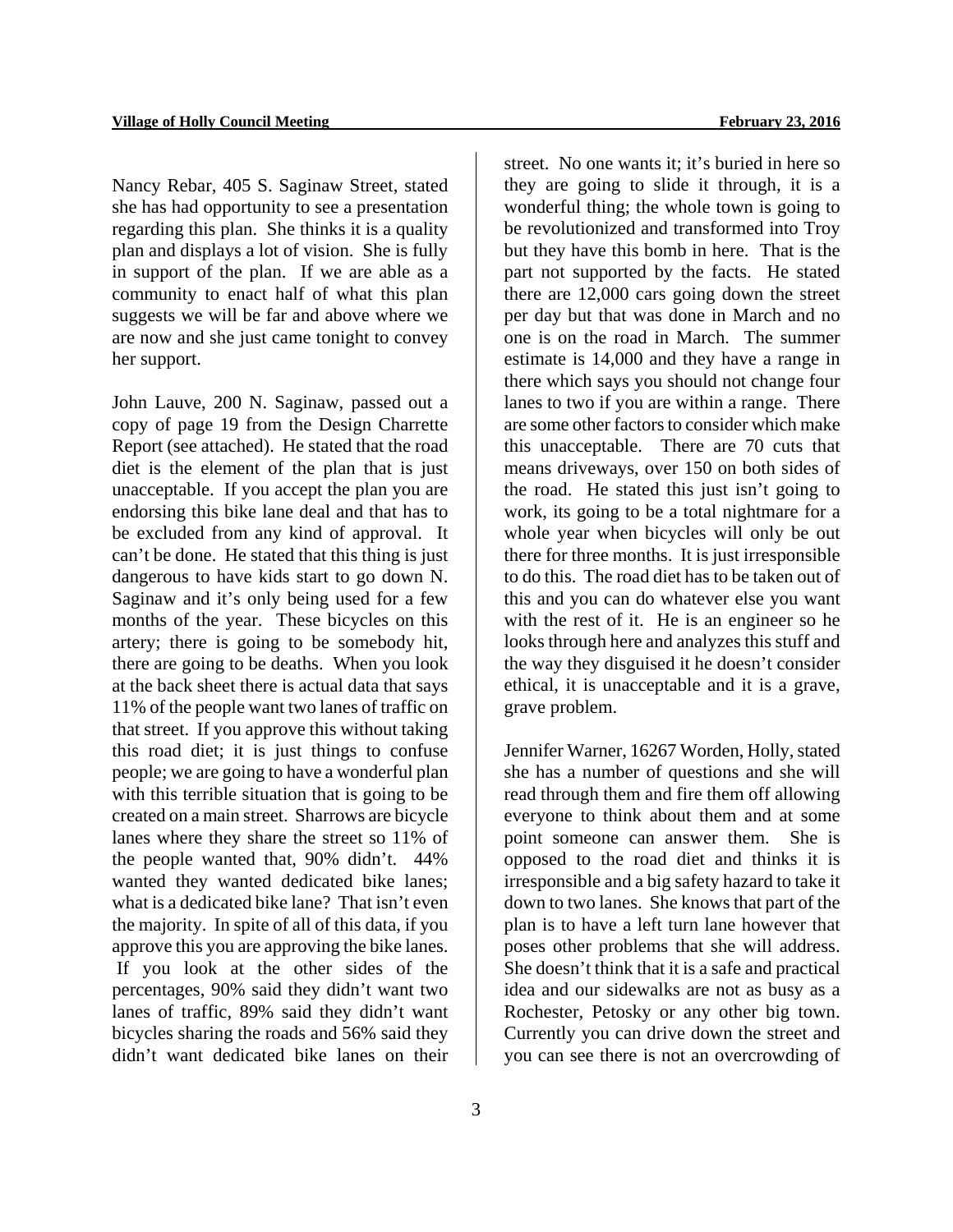Nancy Rebar, 405 S. Saginaw Street, stated she has had opportunity to see a presentation regarding this plan. She thinks it is a quality plan and displays a lot of vision. She is fully in support of the plan. If we are able as a community to enact half of what this plan suggests we will be far and above where we are now and she just came tonight to convey her support.

John Lauve, 200 N. Saginaw, passed out a copy of page 19 from the Design Charrette Report (see attached). He stated that the road diet is the element of the plan that is just unacceptable. If you accept the plan you are endorsing this bike lane deal and that has to be excluded from any kind of approval. It can't be done. He stated that this thing is just dangerous to have kids start to go down N. Saginaw and it's only being used for a few months of the year. These bicycles on this artery; there is going to be somebody hit, there are going to be deaths. When you look at the back sheet there is actual data that says 11% of the people want two lanes of traffic on that street. If you approve this without taking this road diet; it is just things to confuse people; we are going to have a wonderful plan with this terrible situation that is going to be created on a main street. Sharrows are bicycle lanes where they share the street so 11% of the people wanted that, 90% didn't. 44% wanted they wanted dedicated bike lanes; what is a dedicated bike lane? That isn't even the majority. In spite of all of this data, if you approve this you are approving the bike lanes. If you look at the other sides of the percentages, 90% said they didn't want two lanes of traffic, 89% said they didn't want bicycles sharing the roads and 56% said they didn't want dedicated bike lanes on their street. No one wants it; it's buried in here so they are going to slide it through, it is a wonderful thing; the whole town is going to be revolutionized and transformed into Troy but they have this bomb in here. That is the part not supported by the facts. He stated there are 12,000 cars going down the street per day but that was done in March and no one is on the road in March. The summer estimate is 14,000 and they have a range in there which says you should not change four lanes to two if you are within a range. There are some other factors to consider which make this unacceptable. There are 70 cuts that means driveways, over 150 on both sides of the road. He stated this just isn't going to work, its going to be a total nightmare for a whole year when bicycles will only be out there for three months. It is just irresponsible to do this. The road diet has to be taken out of this and you can do whatever else you want with the rest of it. He is an engineer so he looks through here and analyzes this stuff and the way they disguised it he doesn't consider ethical, it is unacceptable and it is a grave, grave problem.

Jennifer Warner, 16267 Worden, Holly, stated she has a number of questions and she will read through them and fire them off allowing everyone to think about them and at some point someone can answer them. She is opposed to the road diet and thinks it is irresponsible and a big safety hazard to take it down to two lanes. She knows that part of the plan is to have a left turn lane however that poses other problems that she will address. She doesn't think that it is a safe and practical idea and our sidewalks are not as busy as a Rochester, Petosky or any other big town. Currently you can drive down the street and you can see there is not an overcrowding of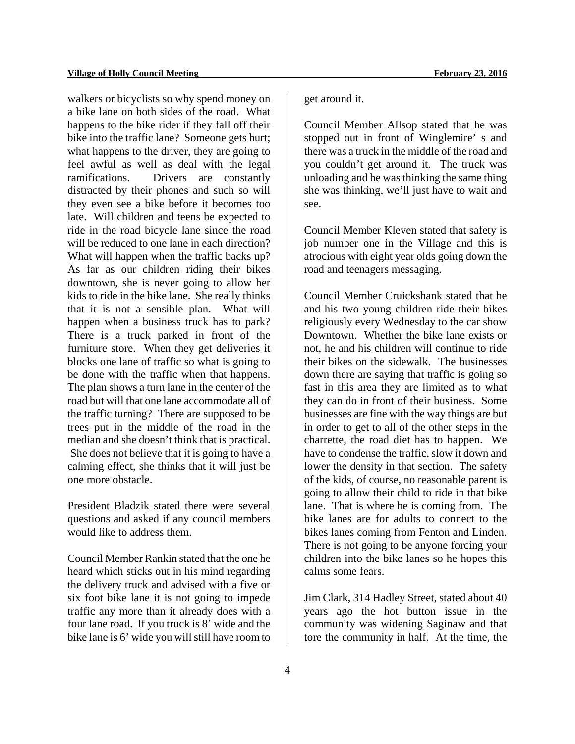walkers or bicyclists so why spend money on a bike lane on both sides of the road. What happens to the bike rider if they fall off their bike into the traffic lane? Someone gets hurt; what happens to the driver, they are going to feel awful as well as deal with the legal ramifications. Drivers are constantly distracted by their phones and such so will they even see a bike before it becomes too late. Will children and teens be expected to ride in the road bicycle lane since the road will be reduced to one lane in each direction? What will happen when the traffic backs up? As far as our children riding their bikes downtown, she is never going to allow her kids to ride in the bike lane. She really thinks that it is not a sensible plan. What will happen when a business truck has to park? There is a truck parked in front of the furniture store. When they get deliveries it blocks one lane of traffic so what is going to be done with the traffic when that happens. The plan shows a turn lane in the center of the road but will that one lane accommodate all of the traffic turning? There are supposed to be trees put in the middle of the road in the median and she doesn't think that is practical. She does not believe that it is going to have a calming effect, she thinks that it will just be one more obstacle.

President Bladzik stated there were several questions and asked if any council members would like to address them.

Council Member Rankin stated that the one he heard which sticks out in his mind regarding the delivery truck and advised with a five or six foot bike lane it is not going to impede traffic any more than it already does with a four lane road. If you truck is 8' wide and the bike lane is 6' wide you will still have room to get around it.

Council Member Allsop stated that he was stopped out in front of Winglemire' s and there was a truck in the middle of the road and you couldn't get around it. The truck was unloading and he was thinking the same thing she was thinking, we'll just have to wait and see.

Council Member Kleven stated that safety is job number one in the Village and this is atrocious with eight year olds going down the road and teenagers messaging.

Council Member Cruickshank stated that he and his two young children ride their bikes religiously every Wednesday to the car show Downtown. Whether the bike lane exists or not, he and his children will continue to ride their bikes on the sidewalk. The businesses down there are saying that traffic is going so fast in this area they are limited as to what they can do in front of their business. Some businesses are fine with the way things are but in order to get to all of the other steps in the charrette, the road diet has to happen. We have to condense the traffic, slow it down and lower the density in that section. The safety of the kids, of course, no reasonable parent is going to allow their child to ride in that bike lane. That is where he is coming from. The bike lanes are for adults to connect to the bikes lanes coming from Fenton and Linden. There is not going to be anyone forcing your children into the bike lanes so he hopes this calms some fears.

Jim Clark, 314 Hadley Street, stated about 40 years ago the hot button issue in the community was widening Saginaw and that tore the community in half. At the time, the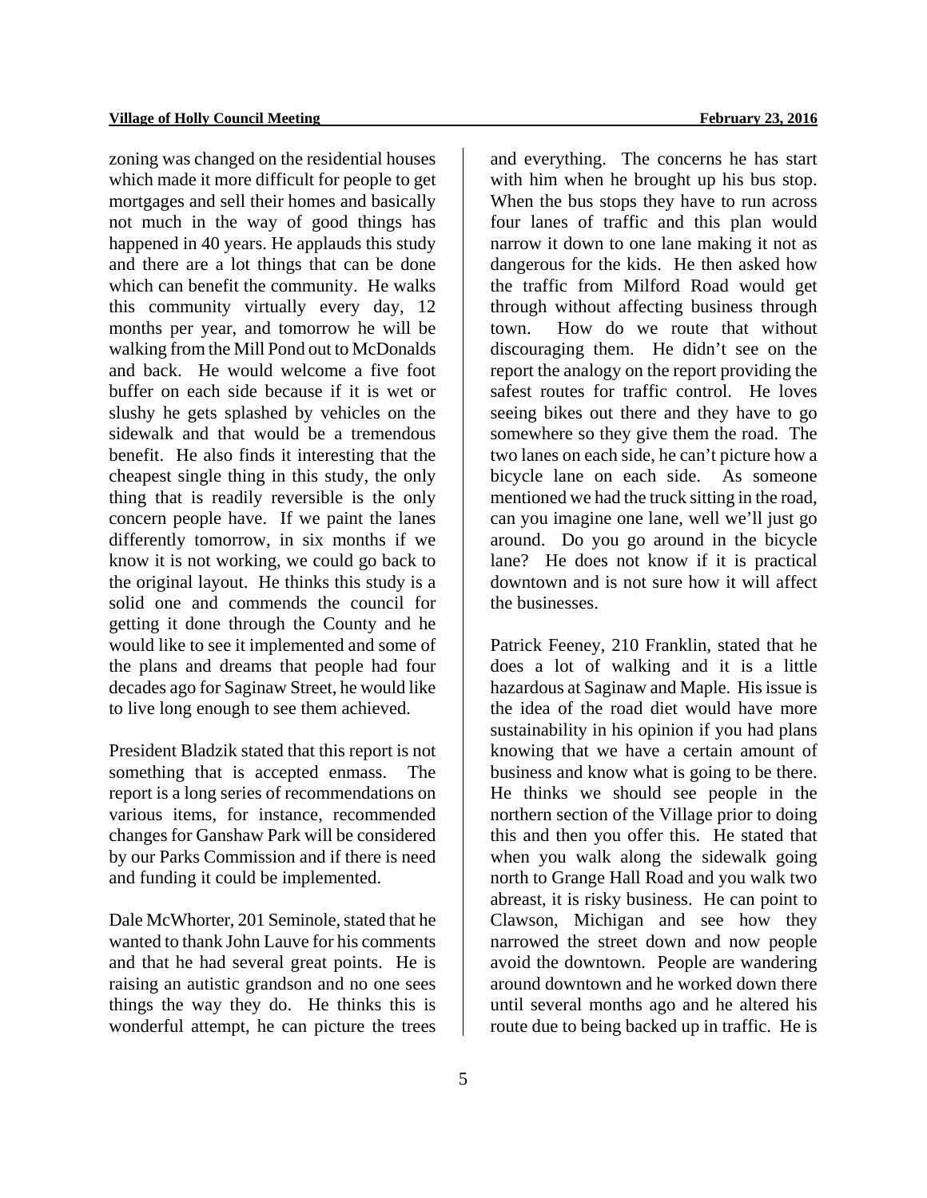zoning was changed on the residential houses which made it more difficult for people to get mortgages and sell their homes and basically not much in the way of good things has happened in 40 years. He applauds this study and there are a lot things that can be done which can benefit the community. He walks this community virtually every day, 12 months per year, and tomorrow he will be walking from the Mill Pond out to McDonalds and back. He would welcome a five foot buffer on each side because if it is wet or slushy he gets splashed by vehicles on the sidewalk and that would be a tremendous benefit. He also finds it interesting that the cheapest single thing in this study, the only thing that is readily reversible is the only concern people have. If we paint the lanes differently tomorrow, in six months if we know it is not working, we could go back to the original layout. He thinks this study is a solid one and commends the council for getting it done through the County and he would like to see it implemented and some of the plans and dreams that people had four decades ago for Saginaw Street, he would like to live long enough to see them achieved.

President Bladzik stated that this report is not something that is accepted enmass. The report is a long series of recommendations on various items, for instance, recommended changes for Ganshaw Park will be considered by our Parks Commission and if there is need and funding it could be implemented.

Dale McWhorter, 201 Seminole, stated that he wanted to thank John Lauve for his comments and that he had several great points. He is raising an autistic grandson and no one sees things the way they do. He thinks this is wonderful attempt, he can picture the trees and everything. The concerns he has start with him when he brought up his bus stop. When the bus stops they have to run across four lanes of traffic and this plan would narrow it down to one lane making it not as dangerous for the kids. He then asked how the traffic from Milford Road would get through without affecting business through town. How do we route that without discouraging them. He didn't see on the report the analogy on the report providing the safest routes for traffic control. He loves seeing bikes out there and they have to go somewhere so they give them the road. The two lanes on each side, he can't picture how a bicycle lane on each side. As someone mentioned we had the truck sitting in the road, can you imagine one lane, well we'll just go around. Do you go around in the bicycle lane? He does not know if it is practical downtown and is not sure how it will affect the businesses.

Patrick Feeney, 210 Franklin, stated that he does a lot of walking and it is a little hazardous at Saginaw and Maple. His issue is the idea of the road diet would have more sustainability in his opinion if you had plans knowing that we have a certain amount of business and know what is going to be there. He thinks we should see people in the northern section of the Village prior to doing this and then you offer this. He stated that when you walk along the sidewalk going north to Grange Hall Road and you walk two abreast, it is risky business. He can point to Clawson, Michigan and see how they narrowed the street down and now people avoid the downtown. People are wandering around downtown and he worked down there until several months ago and he altered his route due to being backed up in traffic. He is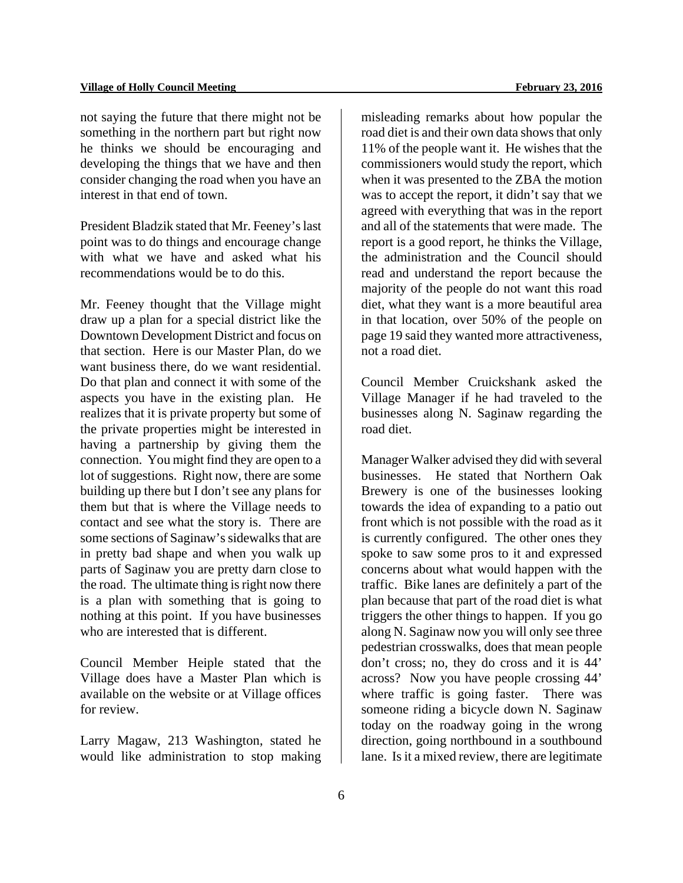not saying the future that there might not be something in the northern part but right now he thinks we should be encouraging and developing the things that we have and then consider changing the road when you have an interest in that end of town.

President Bladzik stated that Mr. Feeney's last point was to do things and encourage change with what we have and asked what his recommendations would be to do this.

Mr. Feeney thought that the Village might draw up a plan for a special district like the Downtown Development District and focus on that section. Here is our Master Plan, do we want business there, do we want residential. Do that plan and connect it with some of the aspects you have in the existing plan. He realizes that it is private property but some of the private properties might be interested in having a partnership by giving them the connection. You might find they are open to a lot of suggestions. Right now, there are some building up there but I don't see any plans for them but that is where the Village needs to contact and see what the story is. There are some sections of Saginaw's sidewalks that are in pretty bad shape and when you walk up parts of Saginaw you are pretty darn close to the road. The ultimate thing is right now there is a plan with something that is going to nothing at this point. If you have businesses who are interested that is different.

Council Member Heiple stated that the Village does have a Master Plan which is available on the website or at Village offices for review.

Larry Magaw, 213 Washington, stated he would like administration to stop making misleading remarks about how popular the road diet is and their own data shows that only 11% of the people want it. He wishes that the commissioners would study the report, which when it was presented to the ZBA the motion was to accept the report, it didn't say that we agreed with everything that was in the report and all of the statements that were made. The report is a good report, he thinks the Village, the administration and the Council should read and understand the report because the majority of the people do not want this road diet, what they want is a more beautiful area in that location, over 50% of the people on page 19 said they wanted more attractiveness, not a road diet.

Council Member Cruickshank asked the Village Manager if he had traveled to the businesses along N. Saginaw regarding the road diet.

Manager Walker advised they did with several businesses. He stated that Northern Oak Brewery is one of the businesses looking towards the idea of expanding to a patio out front which is not possible with the road as it is currently configured. The other ones they spoke to saw some pros to it and expressed concerns about what would happen with the traffic. Bike lanes are definitely a part of the plan because that part of the road diet is what triggers the other things to happen. If you go along N. Saginaw now you will only see three pedestrian crosswalks, does that mean people don't cross; no, they do cross and it is 44' across? Now you have people crossing 44' where traffic is going faster. There was someone riding a bicycle down N. Saginaw today on the roadway going in the wrong direction, going northbound in a southbound lane. Is it a mixed review, there are legitimate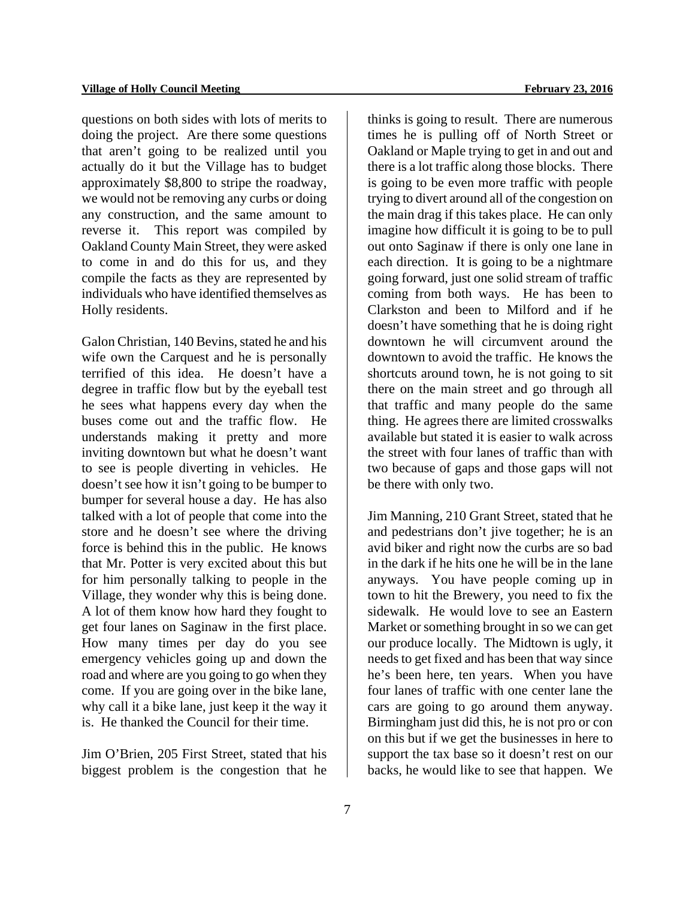questions on both sides with lots of merits to doing the project. Are there some questions that aren't going to be realized until you actually do it but the Village has to budget approximately $8,800 to stripe the roadway, we would not be removing any curbs or doing any construction, and the same amount to reverse it. This report was compiled by Oakland County Main Street, they were asked to come in and do this for us, and they compile the facts as they are represented by individuals who have identified themselves as Holly residents.

Galon Christian, 140 Bevins, stated he and his wife own the Carquest and he is personally terrified of this idea. He doesn't have a degree in traffic flow but by the eyeball test he sees what happens every day when the buses come out and the traffic flow. He understands making it pretty and more inviting downtown but what he doesn't want to see is people diverting in vehicles. He doesn't see how it isn't going to be bumper to bumper for several house a day. He has also talked with a lot of people that come into the store and he doesn't see where the driving force is behind this in the public. He knows that Mr. Potter is very excited about this but for him personally talking to people in the Village, they wonder why this is being done. A lot of them know how hard they fought to get four lanes on Saginaw in the first place. How many times per day do you see emergency vehicles going up and down the road and where are you going to go when they come. If you are going over in the bike lane, why call it a bike lane, just keep it the way it is. He thanked the Council for their time.

Jim O'Brien, 205 First Street, stated that his biggest problem is the congestion that he thinks is going to result. There are numerous times he is pulling off of North Street or Oakland or Maple trying to get in and out and there is a lot traffic along those blocks. There is going to be even more traffic with people trying to divert around all of the congestion on the main drag if this takes place. He can only imagine how difficult it is going to be to pull out onto Saginaw if there is only one lane in each direction. It is going to be a nightmare going forward, just one solid stream of traffic coming from both ways. He has been to Clarkston and been to Milford and if he doesn't have something that he is doing right downtown he will circumvent around the downtown to avoid the traffic. He knows the shortcuts around town, he is not going to sit there on the main street and go through all that traffic and many people do the same thing. He agrees there are limited crosswalks available but stated it is easier to walk across the street with four lanes of traffic than with two because of gaps and those gaps will not be there with only two.

Jim Manning, 210 Grant Street, stated that he and pedestrians don't jive together; he is an avid biker and right now the curbs are so bad in the dark if he hits one he will be in the lane anyways. You have people coming up in town to hit the Brewery, you need to fix the sidewalk. He would love to see an Eastern Market or something brought in so we can get our produce locally. The Midtown is ugly, it needs to get fixed and has been that way since he's been here, ten years. When you have four lanes of traffic with one center lane the cars are going to go around them anyway. Birmingham just did this, he is not pro or con on this but if we get the businesses in here to support the tax base so it doesn't rest on our backs, he would like to see that happen. We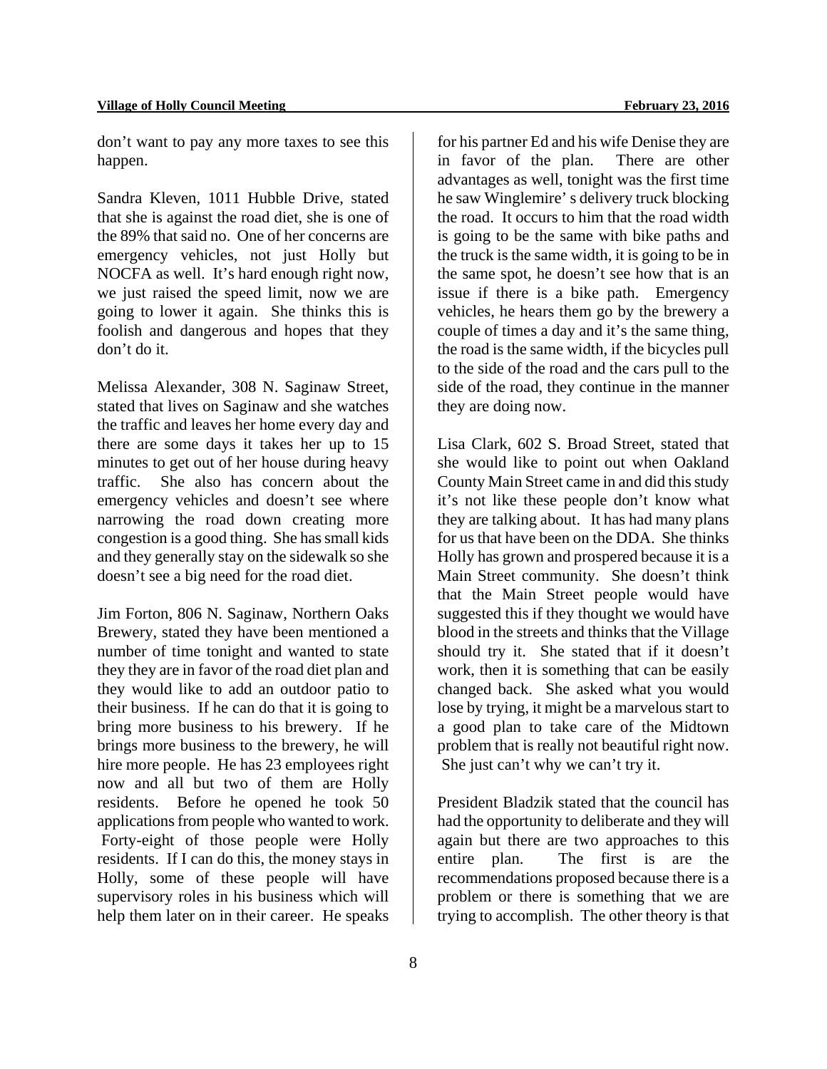don't want to pay any more taxes to see this happen.

Sandra Kleven, 1011 Hubble Drive, stated that she is against the road diet, she is one of the 89% that said no. One of her concerns are emergency vehicles, not just Holly but NOCFA as well. It's hard enough right now, we just raised the speed limit, now we are going to lower it again. She thinks this is foolish and dangerous and hopes that they don't do it.

Melissa Alexander, 308 N. Saginaw Street, stated that lives on Saginaw and she watches the traffic and leaves her home every day and there are some days it takes her up to 15 minutes to get out of her house during heavy traffic. She also has concern about the emergency vehicles and doesn't see where narrowing the road down creating more congestion is a good thing. She has small kids and they generally stay on the sidewalk so she doesn't see a big need for the road diet.

Jim Forton, 806 N. Saginaw, Northern Oaks Brewery, stated they have been mentioned a number of time tonight and wanted to state they they are in favor of the road diet plan and they would like to add an outdoor patio to their business. If he can do that it is going to bring more business to his brewery. If he brings more business to the brewery, he will hire more people. He has 23 employees right now and all but two of them are Holly residents. Before he opened he took 50 applications from people who wanted to work. Forty-eight of those people were Holly residents. If I can do this, the money stays in Holly, some of these people will have supervisory roles in his business which will help them later on in their career. He speaks for his partner Ed and his wife Denise they are in favor of the plan. There are other advantages as well, tonight was the first time he saw Winglemire' s delivery truck blocking the road. It occurs to him that the road width is going to be the same with bike paths and the truck is the same width, it is going to be in the same spot, he doesn't see how that is an issue if there is a bike path. Emergency vehicles, he hears them go by the brewery a couple of times a day and it's the same thing, the road is the same width, if the bicycles pull to the side of the road and the cars pull to the side of the road, they continue in the manner they are doing now.

Lisa Clark, 602 S. Broad Street, stated that she would like to point out when Oakland County Main Street came in and did this study it's not like these people don't know what they are talking about. It has had many plans for us that have been on the DDA. She thinks Holly has grown and prospered because it is a Main Street community. She doesn't think that the Main Street people would have suggested this if they thought we would have blood in the streets and thinks that the Village should try it. She stated that if it doesn't work, then it is something that can be easily changed back. She asked what you would lose by trying, it might be a marvelous start to a good plan to take care of the Midtown problem that is really not beautiful right now. She just can't why we can't try it.

President Bladzik stated that the council has had the opportunity to deliberate and they will again but there are two approaches to this entire plan. The first is are the recommendations proposed because there is a problem or there is something that we are trying to accomplish. The other theory is that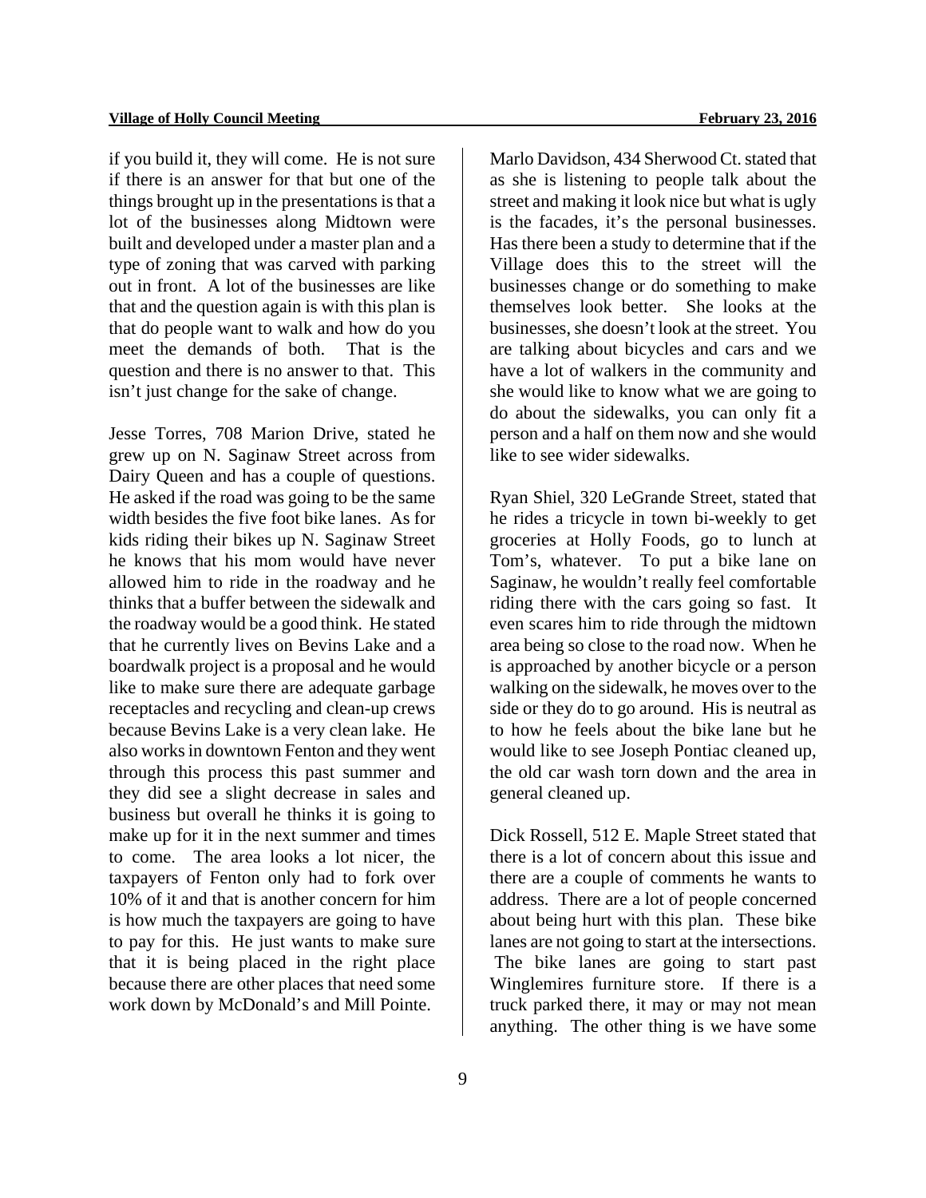if you build it, they will come. He is not sure if there is an answer for that but one of the things brought up in the presentations is that a lot of the businesses along Midtown were built and developed under a master plan and a type of zoning that was carved with parking out in front. A lot of the businesses are like that and the question again is with this plan is that do people want to walk and how do you meet the demands of both. That is the question and there is no answer to that. This isn't just change for the sake of change.

Jesse Torres, 708 Marion Drive, stated he grew up on N. Saginaw Street across from Dairy Queen and has a couple of questions. He asked if the road was going to be the same width besides the five foot bike lanes. As for kids riding their bikes up N. Saginaw Street he knows that his mom would have never allowed him to ride in the roadway and he thinks that a buffer between the sidewalk and the roadway would be a good think. He stated that he currently lives on Bevins Lake and a boardwalk project is a proposal and he would like to make sure there are adequate garbage receptacles and recycling and clean-up crews because Bevins Lake is a very clean lake. He also works in downtown Fenton and they went through this process this past summer and they did see a slight decrease in sales and business but overall he thinks it is going to make up for it in the next summer and times to come. The area looks a lot nicer, the taxpayers of Fenton only had to fork over 10% of it and that is another concern for him is how much the taxpayers are going to have to pay for this. He just wants to make sure that it is being placed in the right place because there are other places that need some work down by McDonald's and Mill Pointe.

Marlo Davidson, 434 Sherwood Ct. stated that as she is listening to people talk about the street and making it look nice but what is ugly is the facades, it's the personal businesses. Has there been a study to determine that if the Village does this to the street will the businesses change or do something to make themselves look better. She looks at the businesses, she doesn't look at the street. You are talking about bicycles and cars and we have a lot of walkers in the community and she would like to know what we are going to do about the sidewalks, you can only fit a person and a half on them now and she would like to see wider sidewalks.

Ryan Shiel, 320 LeGrande Street, stated that he rides a tricycle in town bi-weekly to get groceries at Holly Foods, go to lunch at Tom's, whatever. To put a bike lane on Saginaw, he wouldn't really feel comfortable riding there with the cars going so fast. It even scares him to ride through the midtown area being so close to the road now. When he is approached by another bicycle or a person walking on the sidewalk, he moves over to the side or they do to go around. His is neutral as to how he feels about the bike lane but he would like to see Joseph Pontiac cleaned up, the old car wash torn down and the area in general cleaned up.

Dick Rossell, 512 E. Maple Street stated that there is a lot of concern about this issue and there are a couple of comments he wants to address. There are a lot of people concerned about being hurt with this plan. These bike lanes are not going to start at the intersections. The bike lanes are going to start past Winglemires furniture store. If there is a truck parked there, it may or may not mean anything. The other thing is we have some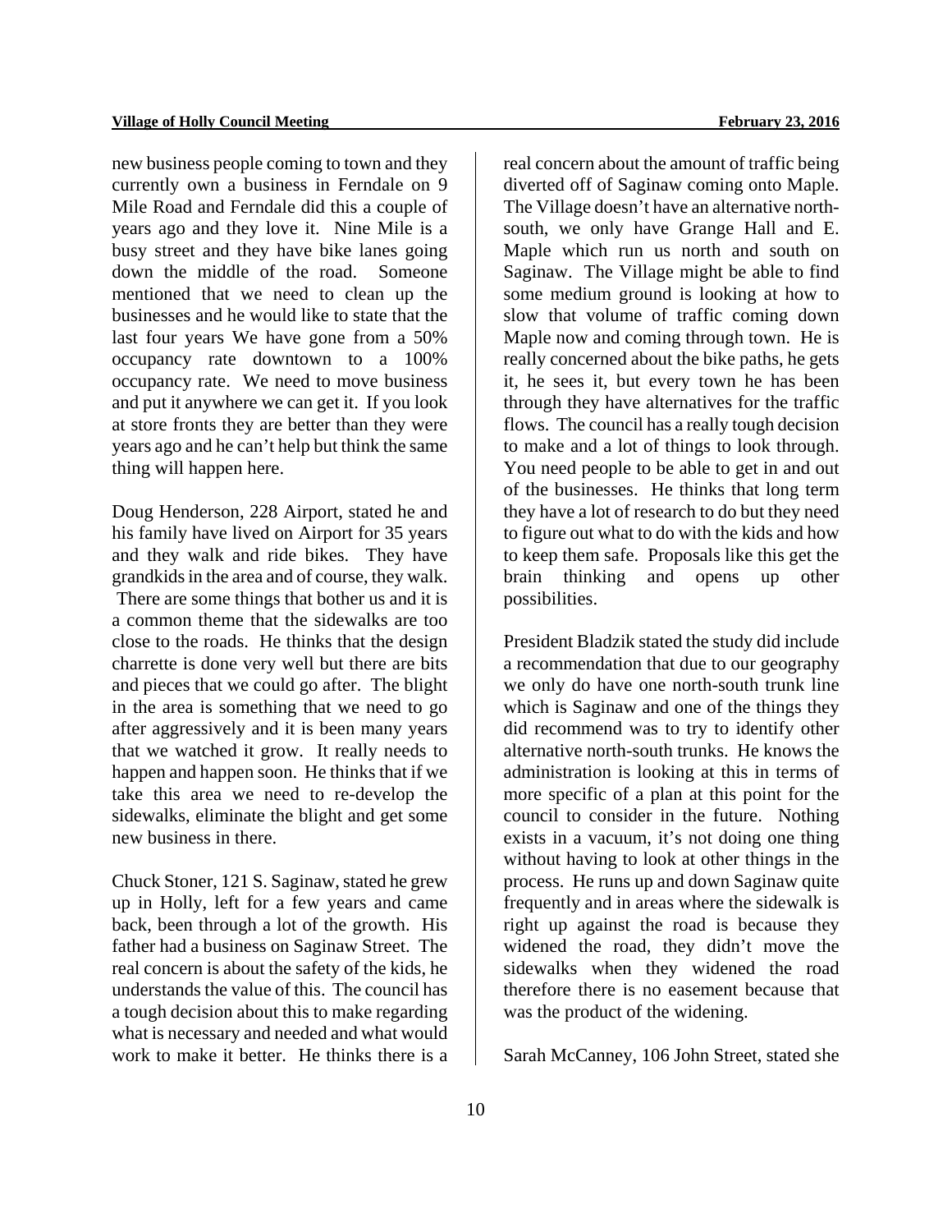new business people coming to town and they currently own a business in Ferndale on 9 Mile Road and Ferndale did this a couple of years ago and they love it. Nine Mile is a busy street and they have bike lanes going down the middle of the road. Someone mentioned that we need to clean up the businesses and he would like to state that the last four years We have gone from a 50% occupancy rate downtown to a 100% occupancy rate. We need to move business and put it anywhere we can get it. If you look at store fronts they are better than they were years ago and he can't help but think the same thing will happen here.

Doug Henderson, 228 Airport, stated he and his family have lived on Airport for 35 years and they walk and ride bikes. They have grandkids in the area and of course, they walk. There are some things that bother us and it is a common theme that the sidewalks are too close to the roads. He thinks that the design charrette is done very well but there are bits and pieces that we could go after. The blight in the area is something that we need to go after aggressively and it is been many years that we watched it grow. It really needs to happen and happen soon. He thinks that if we take this area we need to re-develop the sidewalks, eliminate the blight and get some new business in there.

Chuck Stoner, 121 S. Saginaw, stated he grew up in Holly, left for a few years and came back, been through a lot of the growth. His father had a business on Saginaw Street. The real concern is about the safety of the kids, he understands the value of this. The council has a tough decision about this to make regarding what is necessary and needed and what would work to make it better. He thinks there is a real concern about the amount of traffic being diverted off of Saginaw coming onto Maple. The Village doesn't have an alternative north-south, we only have Grange Hall and E. Maple which run us north and south on Saginaw. The Village might be able to find some medium ground is looking at how to slow that volume of traffic coming down Maple now and coming through town. He is really concerned about the bike paths, he gets it, he sees it, but every town he has been through they have alternatives for the traffic flows. The council has a really tough decision to make and a lot of things to look through. You need people to be able to get in and out of the businesses. He thinks that long term they have a lot of research to do but they need to figure out what to do with the kids and how to keep them safe. Proposals like this get the brain thinking and opens up other possibilities.

President Bladzik stated the study did include a recommendation that due to our geography we only do have one north-south trunk line which is Saginaw and one of the things they did recommend was to try to identify other alternative north-south trunks. He knows the administration is looking at this in terms of more specific of a plan at this point for the council to consider in the future. Nothing exists in a vacuum, it's not doing one thing without having to look at other things in the process. He runs up and down Saginaw quite frequently and in areas where the sidewalk is right up against the road is because they widened the road, they didn't move the sidewalks when they widened the road therefore there is no easement because that was the product of the widening.

Sarah McCanney, 106 John Street, stated she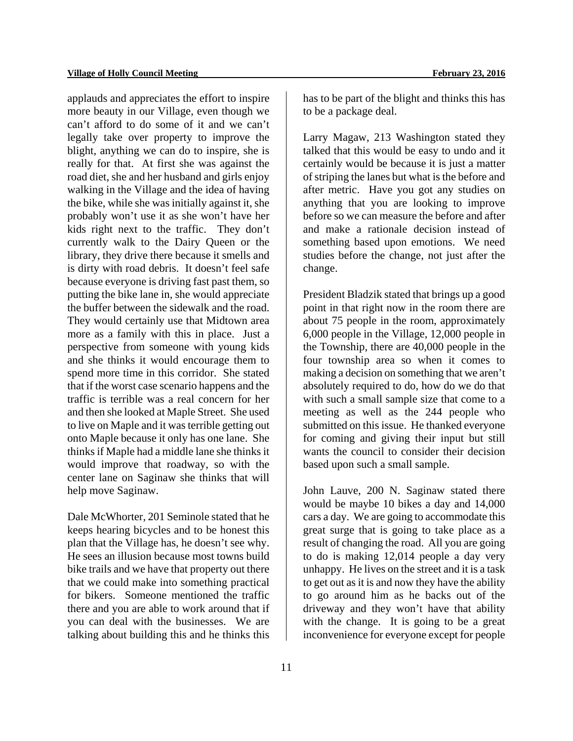applauds and appreciates the effort to inspire more beauty in our Village, even though we can't afford to do some of it and we can't legally take over property to improve the blight, anything we can do to inspire, she is really for that. At first she was against the road diet, she and her husband and girls enjoy walking in the Village and the idea of having the bike, while she was initially against it, she probably won't use it as she won't have her kids right next to the traffic. They don't currently walk to the Dairy Queen or the library, they drive there because it smells and is dirty with road debris. It doesn't feel safe because everyone is driving fast past them, so putting the bike lane in, she would appreciate the buffer between the sidewalk and the road. They would certainly use that Midtown area more as a family with this in place. Just a perspective from someone with young kids and she thinks it would encourage them to spend more time in this corridor. She stated that if the worst case scenario happens and the traffic is terrible was a real concern for her and then she looked at Maple Street. She used to live on Maple and it was terrible getting out onto Maple because it only has one lane. She thinks if Maple had a middle lane she thinks it would improve that roadway, so with the center lane on Saginaw she thinks that will help move Saginaw.

Dale McWhorter, 201 Seminole stated that he keeps hearing bicycles and to be honest this plan that the Village has, he doesn't see why. He sees an illusion because most towns build bike trails and we have that property out there that we could make into something practical for bikers. Someone mentioned the traffic there and you are able to work around that if you can deal with the businesses. We are talking about building this and he thinks this has to be part of the blight and thinks this has to be a package deal.

Larry Magaw, 213 Washington stated they talked that this would be easy to undo and it certainly would be because it is just a matter of striping the lanes but what is the before and after metric. Have you got any studies on anything that you are looking to improve before so we can measure the before and after and make a rationale decision instead of something based upon emotions. We need studies before the change, not just after the change.

President Bladzik stated that brings up a good point in that right now in the room there are about 75 people in the room, approximately 6,000 people in the Village, 12,000 people in the Township, there are 40,000 people in the four township area so when it comes to making a decision on something that we aren't absolutely required to do, how do we do that with such a small sample size that come to a meeting as well as the 244 people who submitted on this issue. He thanked everyone for coming and giving their input but still wants the council to consider their decision based upon such a small sample.

John Lauve, 200 N. Saginaw stated there would be maybe 10 bikes a day and 14,000 cars a day. We are going to accommodate this great surge that is going to take place as a result of changing the road. All you are going to do is making 12,014 people a day very unhappy. He lives on the street and it is a task to get out as it is and now they have the ability to go around him as he backs out of the driveway and they won't have that ability with the change. It is going to be a great inconvenience for everyone except for people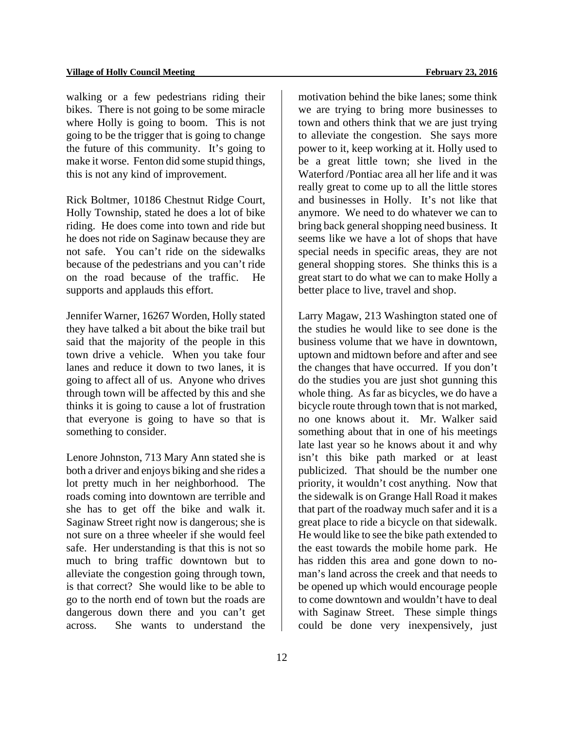walking or a few pedestrians riding their bikes. There is not going to be some miracle where Holly is going to boom. This is not going to be the trigger that is going to change the future of this community. It's going to make it worse. Fenton did some stupid things, this is not any kind of improvement.

Rick Boltmer, 10186 Chestnut Ridge Court, Holly Township, stated he does a lot of bike riding. He does come into town and ride but he does not ride on Saginaw because they are not safe. You can't ride on the sidewalks because of the pedestrians and you can't ride on the road because of the traffic. He supports and applauds this effort.

Jennifer Warner, 16267 Worden, Holly stated they have talked a bit about the bike trail but said that the majority of the people in this town drive a vehicle. When you take four lanes and reduce it down to two lanes, it is going to affect all of us. Anyone who drives through town will be affected by this and she thinks it is going to cause a lot of frustration that everyone is going to have so that is something to consider.

Lenore Johnston, 713 Mary Ann stated she is both a driver and enjoys biking and she rides a lot pretty much in her neighborhood. The roads coming into downtown are terrible and she has to get off the bike and walk it. Saginaw Street right now is dangerous; she is not sure on a three wheeler if she would feel safe. Her understanding is that this is not so much to bring traffic downtown but to alleviate the congestion going through town, is that correct? She would like to be able to go to the north end of town but the roads are dangerous down there and you can't get across. She wants to understand the motivation behind the bike lanes; some think we are trying to bring more businesses to town and others think that we are just trying to alleviate the congestion. She says more power to it, keep working at it. Holly used to be a great little town; she lived in the Waterford /Pontiac area all her life and it was really great to come up to all the little stores and businesses in Holly. It's not like that anymore. We need to do whatever we can to bring back general shopping need business. It seems like we have a lot of shops that have special needs in specific areas, they are not general shopping stores. She thinks this is a great start to do what we can to make Holly a better place to live, travel and shop.

Larry Magaw, 213 Washington stated one of the studies he would like to see done is the business volume that we have in downtown, uptown and midtown before and after and see the changes that have occurred. If you don't do the studies you are just shot gunning this whole thing. As far as bicycles, we do have a bicycle route through town that is not marked, no one knows about it. Mr. Walker said something about that in one of his meetings late last year so he knows about it and why isn't this bike path marked or at least publicized. That should be the number one priority, it wouldn't cost anything. Now that the sidewalk is on Grange Hall Road it makes that part of the roadway much safer and it is a great place to ride a bicycle on that sidewalk. He would like to see the bike path extended to the east towards the mobile home park. He has ridden this area and gone down to no-man's land across the creek and that needs to be opened up which would encourage people to come downtown and wouldn't have to deal with Saginaw Street. These simple things could be done very inexpensively, just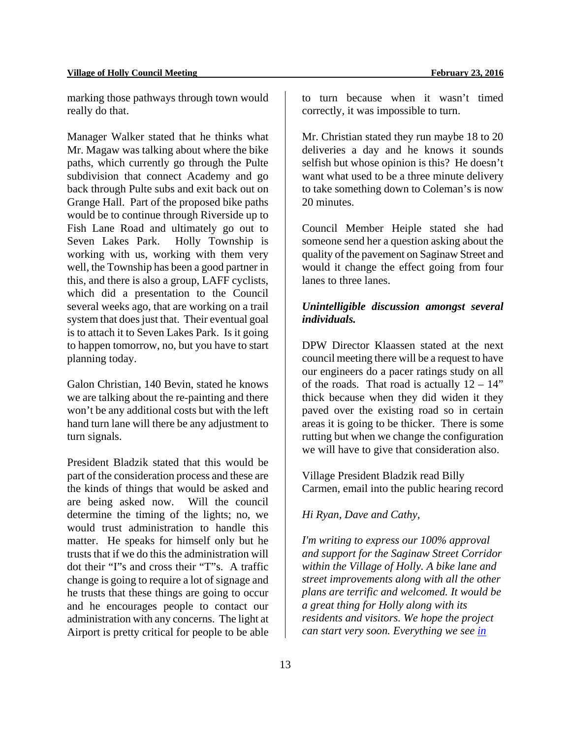marking those pathways through town would really do that.

Manager Walker stated that he thinks what Mr. Magaw was talking about where the bike paths, which currently go through the Pulte subdivision that connect Academy and go back through Pulte subs and exit back out on Grange Hall. Part of the proposed bike paths would be to continue through Riverside up to Fish Lane Road and ultimately go out to Seven Lakes Park. Holly Township is working with us, working with them very well, the Township has been a good partner in this, and there is also a group, LAFF cyclists, which did a presentation to the Council several weeks ago, that are working on a trail system that does just that. Their eventual goal is to attach it to Seven Lakes Park. Is it going to happen tomorrow, no, but you have to start planning today.

Galon Christian, 140 Bevin, stated he knows we are talking about the re-painting and there won't be any additional costs but with the left hand turn lane will there be any adjustment to turn signals.

President Bladzik stated that this would be part of the consideration process and these are the kinds of things that would be asked and are being asked now. Will the council determine the timing of the lights; no, we would trust administration to handle this matter. He speaks for himself only but he trusts that if we do this the administration will dot their "I"s and cross their "T"s. A traffic change is going to require a lot of signage and he trusts that these things are going to occur and he encourages people to contact our administration with any concerns. The light at Airport is pretty critical for people to be able to turn because when it wasn't timed correctly, it was impossible to turn.

Mr. Christian stated they run maybe 18 to 20 deliveries a day and he knows it sounds selfish but whose opinion is this? He doesn't want what used to be a three minute delivery to take something down to Coleman's is now 20 minutes.

Council Member Heiple stated she had someone send her a question asking about the quality of the pavement on Saginaw Street and would it change the effect going from four lanes to three lanes.

***Unintelligible discussion amongst several individuals.***

DPW Director Klaassen stated at the next council meeting there will be a request to have our engineers do a pacer ratings study on all of the roads. That road is actually 12 – 14" thick because when they did widen it they paved over the existing road so in certain areas it is going to be thicker. There is some rutting but when we change the configuration we will have to give that consideration also.

Village President Bladzik read Billy Carmen, email into the public hearing record

*Hi Ryan, Dave and Cathy,*

*I'm writing to express our 100% approval and support for the Saginaw Street Corridor within the Village of Holly. A bike lane and street improvements along with all the other plans are terrific and welcomed. It would be a great thing for Holly along with its residents and visitors. We hope the project can start very soon. Everything we see in*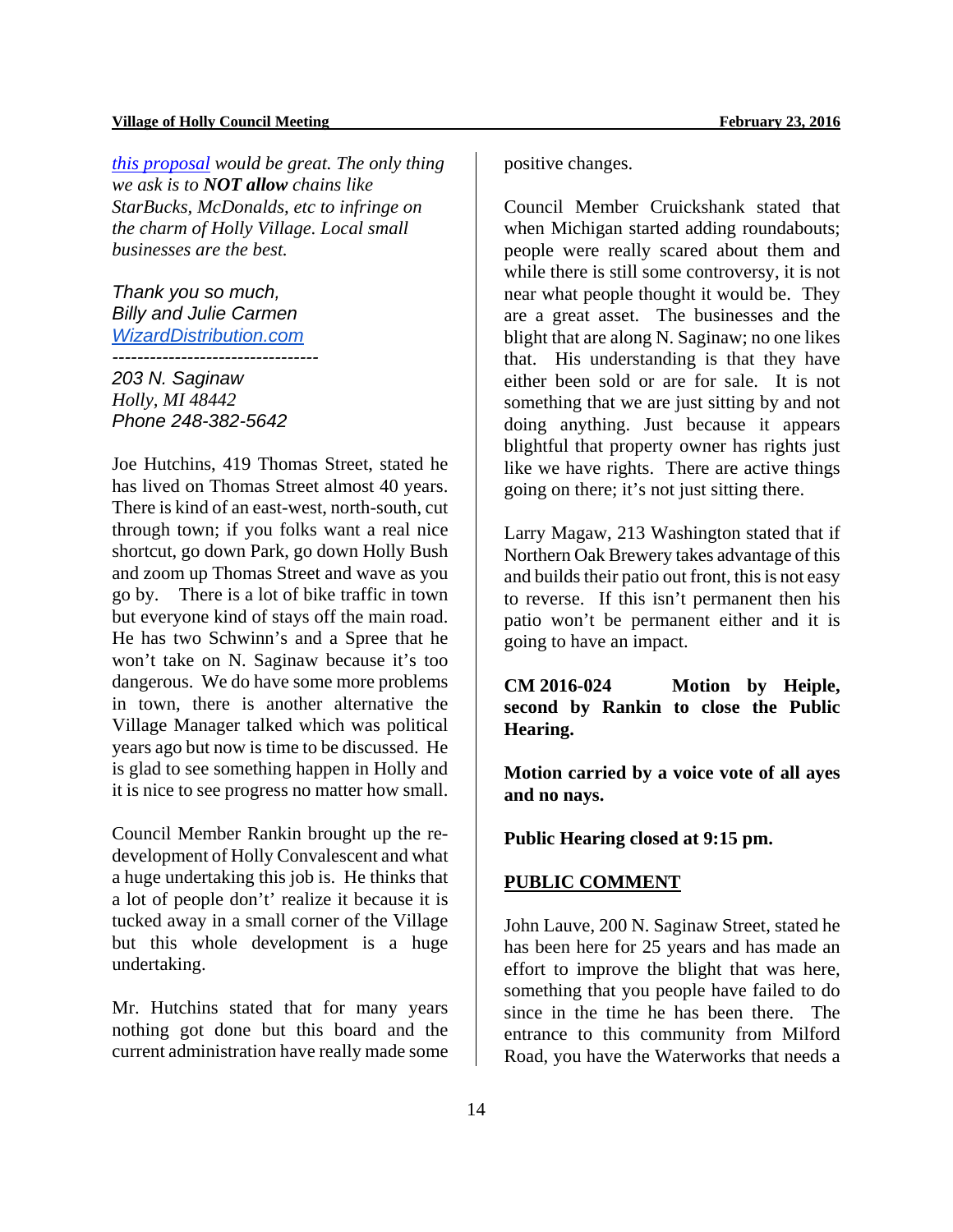*this proposal would be great. The only thing we ask is to **NOT allow** chains like StarBucks, McDonalds, etc to infringe on the charm of Holly Village. Local small businesses are the best.*

*Thank you so much,*
*Billy and Julie Carmen*
*WizardDistribution.com*

*---------------------------------*
*203 N. Saginaw*
*Holly, MI 48442*
*Phone 248-382-5642*

Joe Hutchins, 419 Thomas Street, stated he has lived on Thomas Street almost 40 years. There is kind of an east-west, north-south, cut through town; if you folks want a real nice shortcut, go down Park, go down Holly Bush and zoom up Thomas Street and wave as you go by. There is a lot of bike traffic in town but everyone kind of stays off the main road. He has two Schwinn's and a Spree that he won't take on N. Saginaw because it's too dangerous. We do have some more problems in town, there is another alternative the Village Manager talked which was political years ago but now is time to be discussed. He is glad to see something happen in Holly and it is nice to see progress no matter how small.

Council Member Rankin brought up the re-development of Holly Convalescent and what a huge undertaking this job is. He thinks that a lot of people don't' realize it because it is tucked away in a small corner of the Village but this whole development is a huge undertaking.

Mr. Hutchins stated that for many years nothing got done but this board and the current administration have really made some positive changes.

Council Member Cruickshank stated that when Michigan started adding roundabouts; people were really scared about them and while there is still some controversy, it is not near what people thought it would be. They are a great asset. The businesses and the blight that are along N. Saginaw; no one likes that. His understanding is that they have either been sold or are for sale. It is not something that we are just sitting by and not doing anything. Just because it appears blightful that property owner has rights just like we have rights. There are active things going on there; it's not just sitting there.

Larry Magaw, 213 Washington stated that if Northern Oak Brewery takes advantage of this and builds their patio out front, this is not easy to reverse. If this isn't permanent then his patio won't be permanent either and it is going to have an impact.

**CM 2016-024 Motion by Heiple, second by Rankin to close the Public Hearing.**

**Motion carried by a voice vote of all ayes and no nays.**

**Public Hearing closed at 9:15 pm.**

**PUBLIC COMMENT**

John Lauve, 200 N. Saginaw Street, stated he has been here for 25 years and has made an effort to improve the blight that was here, something that you people have failed to do since in the time he has been there. The entrance to this community from Milford Road, you have the Waterworks that needs a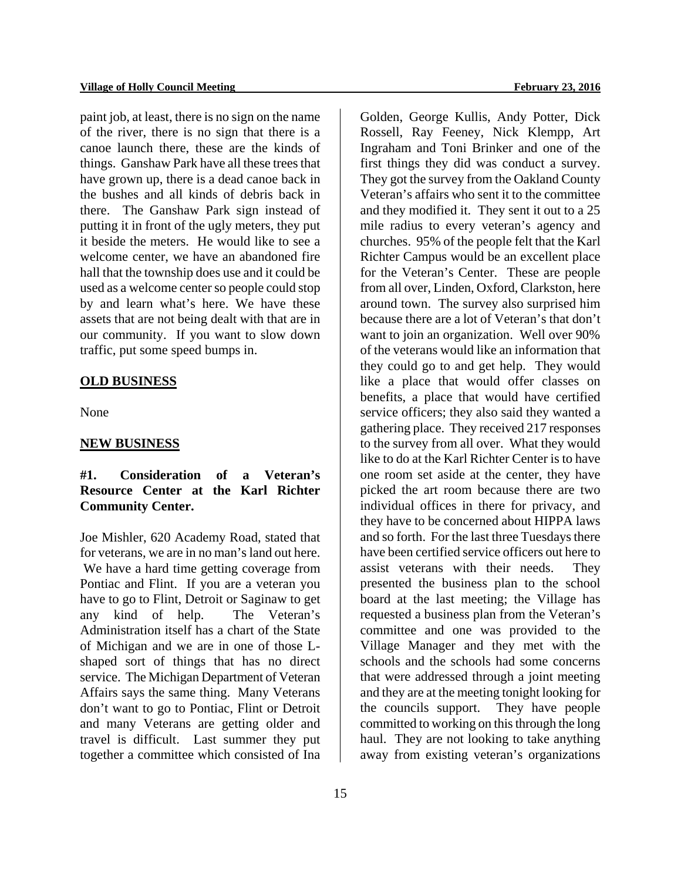paint job, at least, there is no sign on the name of the river, there is no sign that there is a canoe launch there, these are the kinds of things. Ganshaw Park have all these trees that have grown up, there is a dead canoe back in the bushes and all kinds of debris back in there. The Ganshaw Park sign instead of putting it in front of the ugly meters, they put it beside the meters. He would like to see a welcome center, we have an abandoned fire hall that the township does use and it could be used as a welcome center so people could stop by and learn what's here. We have these assets that are not being dealt with that are in our community. If you want to slow down traffic, put some speed bumps in.

## OLD BUSINESS

None

## NEW BUSINESS

### #1. Consideration of a Veteran's Resource Center at the Karl Richter Community Center.

Joe Mishler, 620 Academy Road, stated that for veterans, we are in no man's land out here. We have a hard time getting coverage from Pontiac and Flint. If you are a veteran you have to go to Flint, Detroit or Saginaw to get any kind of help. The Veteran's Administration itself has a chart of the State of Michigan and we are in one of those L-shaped sort of things that has no direct service. The Michigan Department of Veteran Affairs says the same thing. Many Veterans don't want to go to Pontiac, Flint or Detroit and many Veterans are getting older and travel is difficult. Last summer they put together a committee which consisted of Ina Golden, George Kullis, Andy Potter, Dick Rossell, Ray Feeney, Nick Klempp, Art Ingraham and Toni Brinker and one of the first things they did was conduct a survey. They got the survey from the Oakland County Veteran's affairs who sent it to the committee and they modified it. They sent it out to a 25 mile radius to every veteran's agency and churches. 95% of the people felt that the Karl Richter Campus would be an excellent place for the Veteran's Center. These are people from all over, Linden, Oxford, Clarkston, here around town. The survey also surprised him because there are a lot of Veteran's that don't want to join an organization. Well over 90% of the veterans would like an information that they could go to and get help. They would like a place that would offer classes on benefits, a place that would have certified service officers; they also said they wanted a gathering place. They received 217 responses to the survey from all over. What they would like to do at the Karl Richter Center is to have one room set aside at the center, they have picked the art room because there are two individual offices in there for privacy, and they have to be concerned about HIPPA laws and so forth. For the last three Tuesdays there have been certified service officers out here to assist veterans with their needs. They presented the business plan to the school board at the last meeting; the Village has requested a business plan from the Veteran's committee and one was provided to the Village Manager and they met with the schools and the schools had some concerns that were addressed through a joint meeting and they are at the meeting tonight looking for the councils support. They have people committed to working on this through the long haul. They are not looking to take anything away from existing veteran's organizations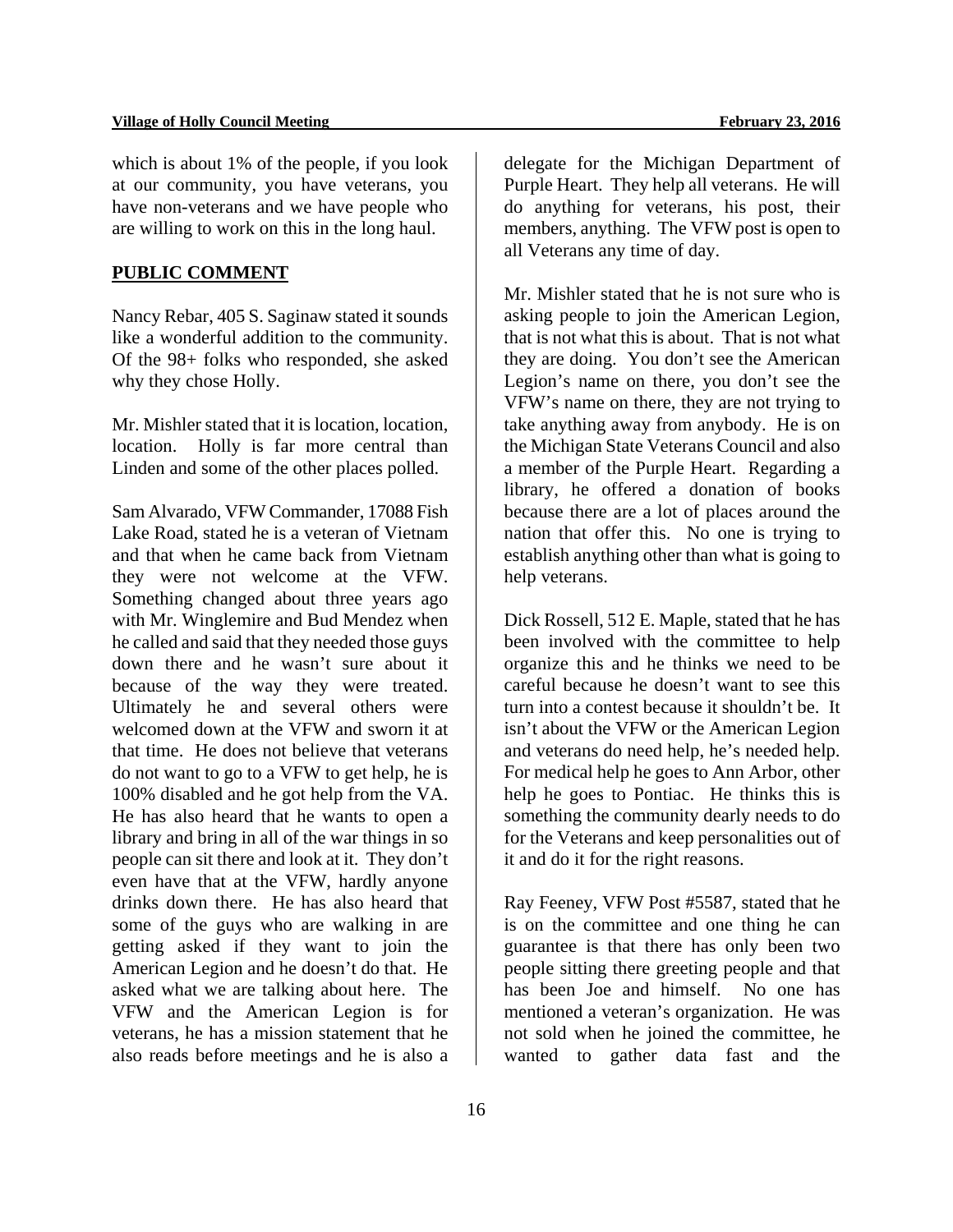which is about 1% of the people, if you look at our community, you have veterans, you have non-veterans and we have people who are willing to work on this in the long haul.

**PUBLIC COMMENT**

Nancy Rebar, 405 S. Saginaw stated it sounds like a wonderful addition to the community. Of the 98+ folks who responded, she asked why they chose Holly.

Mr. Mishler stated that it is location, location, location. Holly is far more central than Linden and some of the other places polled.

Sam Alvarado, VFW Commander, 17088 Fish Lake Road, stated he is a veteran of Vietnam and that when he came back from Vietnam they were not welcome at the VFW. Something changed about three years ago with Mr. Winglemire and Bud Mendez when he called and said that they needed those guys down there and he wasn't sure about it because of the way they were treated. Ultimately he and several others were welcomed down at the VFW and sworn it at that time. He does not believe that veterans do not want to go to a VFW to get help, he is 100% disabled and he got help from the VA. He has also heard that he wants to open a library and bring in all of the war things in so people can sit there and look at it. They don't even have that at the VFW, hardly anyone drinks down there. He has also heard that some of the guys who are walking in are getting asked if they want to join the American Legion and he doesn't do that. He asked what we are talking about here. The VFW and the American Legion is for veterans, he has a mission statement that he also reads before meetings and he is also a delegate for the Michigan Department of Purple Heart. They help all veterans. He will do anything for veterans, his post, their members, anything. The VFW post is open to all Veterans any time of day.

Mr. Mishler stated that he is not sure who is asking people to join the American Legion, that is not what this is about. That is not what they are doing. You don't see the American Legion's name on there, you don't see the VFW's name on there, they are not trying to take anything away from anybody. He is on the Michigan State Veterans Council and also a member of the Purple Heart. Regarding a library, he offered a donation of books because there are a lot of places around the nation that offer this. No one is trying to establish anything other than what is going to help veterans.

Dick Rossell, 512 E. Maple, stated that he has been involved with the committee to help organize this and he thinks we need to be careful because he doesn't want to see this turn into a contest because it shouldn't be. It isn't about the VFW or the American Legion and veterans do need help, he's needed help. For medical help he goes to Ann Arbor, other help he goes to Pontiac. He thinks this is something the community dearly needs to do for the Veterans and keep personalities out of it and do it for the right reasons.

Ray Feeney, VFW Post #5587, stated that he is on the committee and one thing he can guarantee is that there has only been two people sitting there greeting people and that has been Joe and himself. No one has mentioned a veteran's organization. He was not sold when he joined the committee, he wanted to gather data fast and the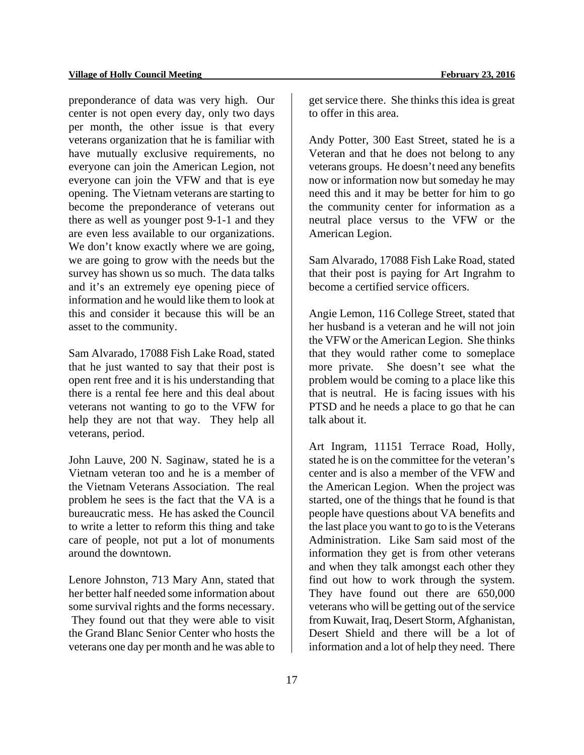preponderance of data was very high. Our center is not open every day, only two days per month, the other issue is that every veterans organization that he is familiar with have mutually exclusive requirements, no everyone can join the American Legion, not everyone can join the VFW and that is eye opening. The Vietnam veterans are starting to become the preponderance of veterans out there as well as younger post 9-1-1 and they are even less available to our organizations. We don't know exactly where we are going, we are going to grow with the needs but the survey has shown us so much. The data talks and it's an extremely eye opening piece of information and he would like them to look at this and consider it because this will be an asset to the community.

Sam Alvarado, 17088 Fish Lake Road, stated that he just wanted to say that their post is open rent free and it is his understanding that there is a rental fee here and this deal about veterans not wanting to go to the VFW for help they are not that way. They help all veterans, period.

John Lauve, 200 N. Saginaw, stated he is a Vietnam veteran too and he is a member of the Vietnam Veterans Association. The real problem he sees is the fact that the VA is a bureaucratic mess. He has asked the Council to write a letter to reform this thing and take care of people, not put a lot of monuments around the downtown.

Lenore Johnston, 713 Mary Ann, stated that her better half needed some information about some survival rights and the forms necessary. They found out that they were able to visit the Grand Blanc Senior Center who hosts the veterans one day per month and he was able to get service there. She thinks this idea is great to offer in this area.

Andy Potter, 300 East Street, stated he is a Veteran and that he does not belong to any veterans groups. He doesn't need any benefits now or information now but someday he may need this and it may be better for him to go the community center for information as a neutral place versus to the VFW or the American Legion.

Sam Alvarado, 17088 Fish Lake Road, stated that their post is paying for Art Ingrahm to become a certified service officers.

Angie Lemon, 116 College Street, stated that her husband is a veteran and he will not join the VFW or the American Legion. She thinks that they would rather come to someplace more private. She doesn't see what the problem would be coming to a place like this that is neutral. He is facing issues with his PTSD and he needs a place to go that he can talk about it.

Art Ingram, 11151 Terrace Road, Holly, stated he is on the committee for the veteran's center and is also a member of the VFW and the American Legion. When the project was started, one of the things that he found is that people have questions about VA benefits and the last place you want to go to is the Veterans Administration. Like Sam said most of the information they get is from other veterans and when they talk amongst each other they find out how to work through the system. They have found out there are 650,000 veterans who will be getting out of the service from Kuwait, Iraq, Desert Storm, Afghanistan, Desert Shield and there will be a lot of information and a lot of help they need. There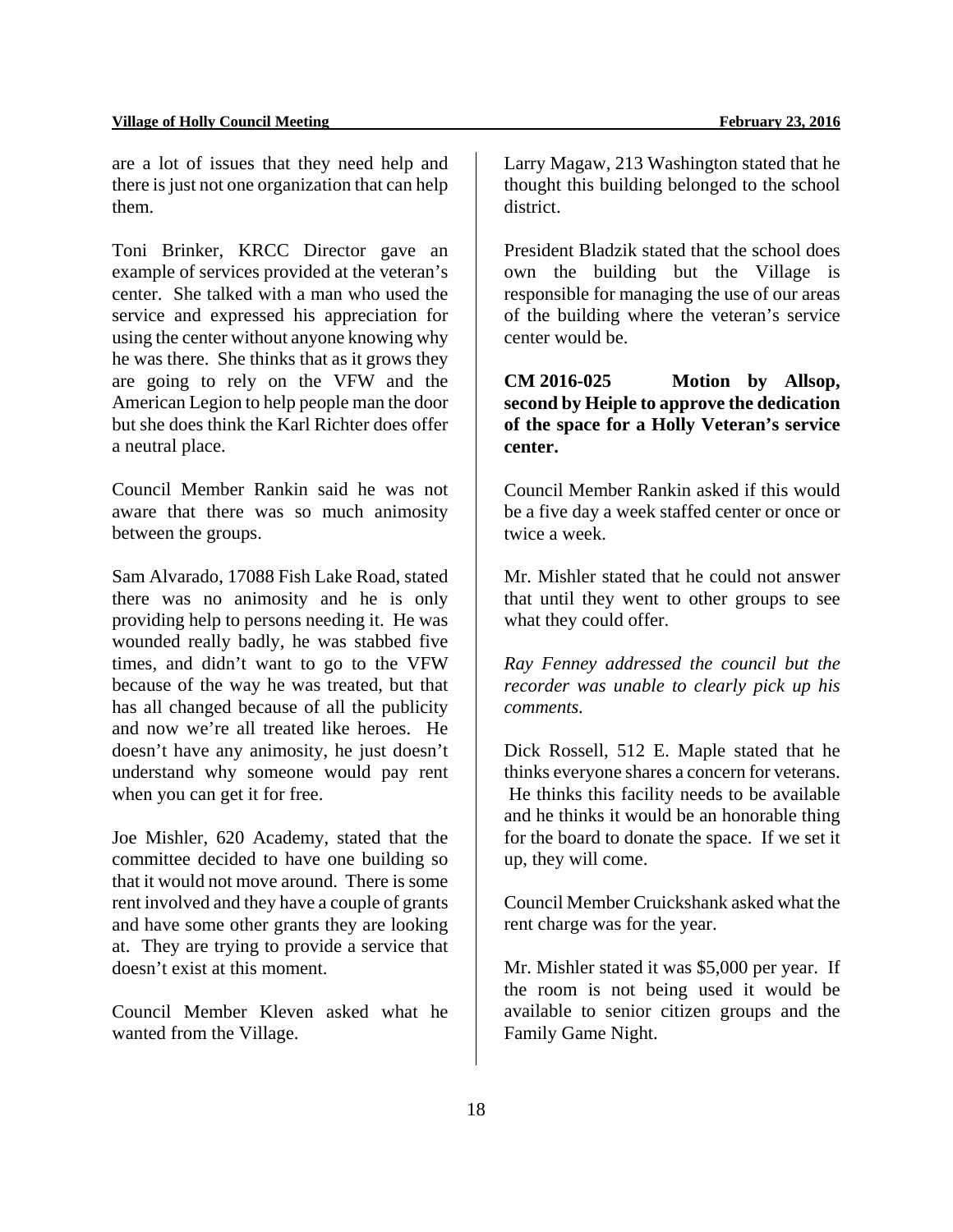are a lot of issues that they need help and there is just not one organization that can help them.

Toni Brinker, KRCC Director gave an example of services provided at the veteran's center. She talked with a man who used the service and expressed his appreciation for using the center without anyone knowing why he was there. She thinks that as it grows they are going to rely on the VFW and the American Legion to help people man the door but she does think the Karl Richter does offer a neutral place.

Council Member Rankin said he was not aware that there was so much animosity between the groups.

Sam Alvarado, 17088 Fish Lake Road, stated there was no animosity and he is only providing help to persons needing it. He was wounded really badly, he was stabbed five times, and didn't want to go to the VFW because of the way he was treated, but that has all changed because of all the publicity and now we're all treated like heroes. He doesn't have any animosity, he just doesn't understand why someone would pay rent when you can get it for free.

Joe Mishler, 620 Academy, stated that the committee decided to have one building so that it would not move around. There is some rent involved and they have a couple of grants and have some other grants they are looking at. They are trying to provide a service that doesn't exist at this moment.

Council Member Kleven asked what he wanted from the Village.

Larry Magaw, 213 Washington stated that he thought this building belonged to the school district.

President Bladzik stated that the school does own the building but the Village is responsible for managing the use of our areas of the building where the veteran's service center would be.

**CM 2016-025 Motion by Allsop, second by Heiple to approve the dedication of the space for a Holly Veteran's service center.**

Council Member Rankin asked if this would be a five day a week staffed center or once or twice a week.

Mr. Mishler stated that he could not answer that until they went to other groups to see what they could offer.

*Ray Fenney addressed the council but the recorder was unable to clearly pick up his comments.*

Dick Rossell, 512 E. Maple stated that he thinks everyone shares a concern for veterans. He thinks this facility needs to be available and he thinks it would be an honorable thing for the board to donate the space. If we set it up, they will come.

Council Member Cruickshank asked what the rent charge was for the year.

Mr. Mishler stated it was $5,000 per year. If the room is not being used it would be available to senior citizen groups and the Family Game Night.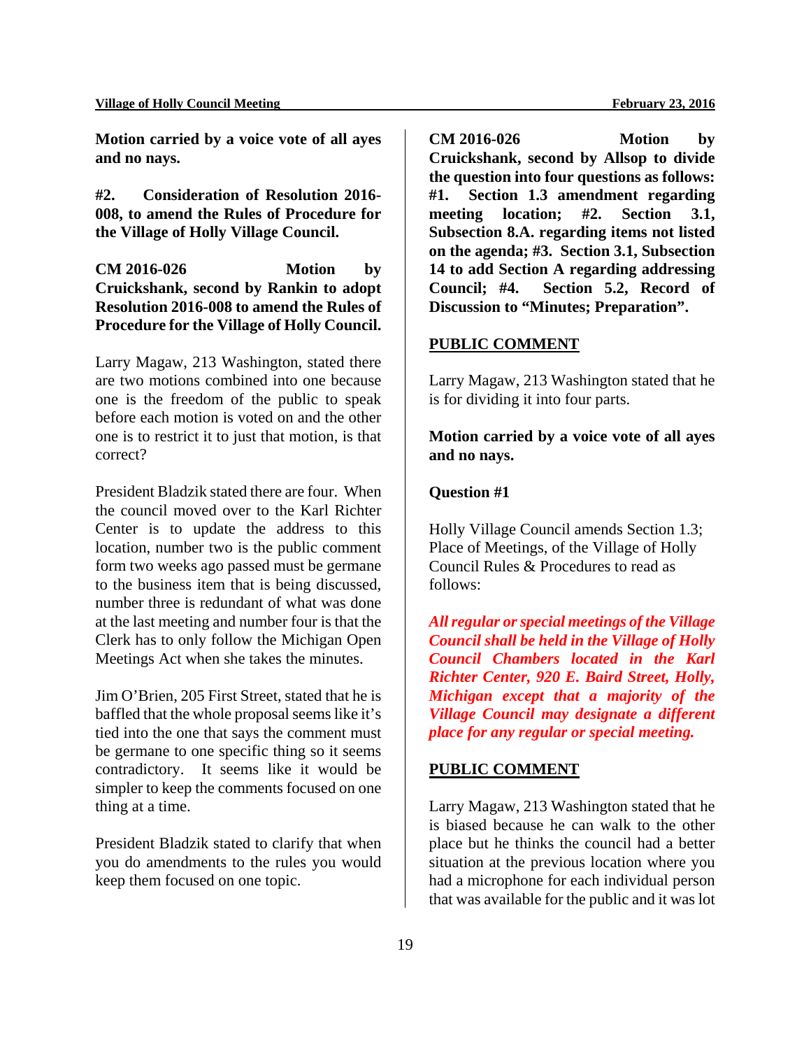**Motion carried by a voice vote of all ayes and no nays.**

**#2. Consideration of Resolution 2016-008, to amend the Rules of Procedure for the Village of Holly Village Council.**

**CM 2016-026 Motion by Cruickshank, second by Rankin to adopt Resolution 2016-008 to amend the Rules of Procedure for the Village of Holly Council.**

Larry Magaw, 213 Washington, stated there are two motions combined into one because one is the freedom of the public to speak before each motion is voted on and the other one is to restrict it to just that motion, is that correct?

President Bladzik stated there are four. When the council moved over to the Karl Richter Center is to update the address to this location, number two is the public comment form two weeks ago passed must be germane to the business item that is being discussed, number three is redundant of what was done at the last meeting and number four is that the Clerk has to only follow the Michigan Open Meetings Act when she takes the minutes.

Jim O'Brien, 205 First Street, stated that he is baffled that the whole proposal seems like it's tied into the one that says the comment must be germane to one specific thing so it seems contradictory. It seems like it would be simpler to keep the comments focused on one thing at a time.

President Bladzik stated to clarify that when you do amendments to the rules you would keep them focused on one topic.

**CM 2016-026 Motion by Cruickshank, second by Allsop to divide the question into four questions as follows: #1. Section 1.3 amendment regarding meeting location; #2. Section 3.1, Subsection 8.A. regarding items not listed on the agenda; #3. Section 3.1, Subsection 14 to add Section A regarding addressing Council; #4. Section 5.2, Record of Discussion to "Minutes; Preparation".**

**PUBLIC COMMENT**

Larry Magaw, 213 Washington stated that he is for dividing it into four parts.

**Motion carried by a voice vote of all ayes and no nays.**

**Question #1**

Holly Village Council amends Section 1.3; Place of Meetings, of the Village of Holly Council Rules & Procedures to read as follows:

***All regular or special meetings of the Village Council shall be held in the Village of Holly Council Chambers located in the Karl Richter Center, 920 E. Baird Street, Holly, Michigan except that a majority of the Village Council may designate a different place for any regular or special meeting.***

**PUBLIC COMMENT**

Larry Magaw, 213 Washington stated that he is biased because he can walk to the other place but he thinks the council had a better situation at the previous location where you had a microphone for each individual person that was available for the public and it was lot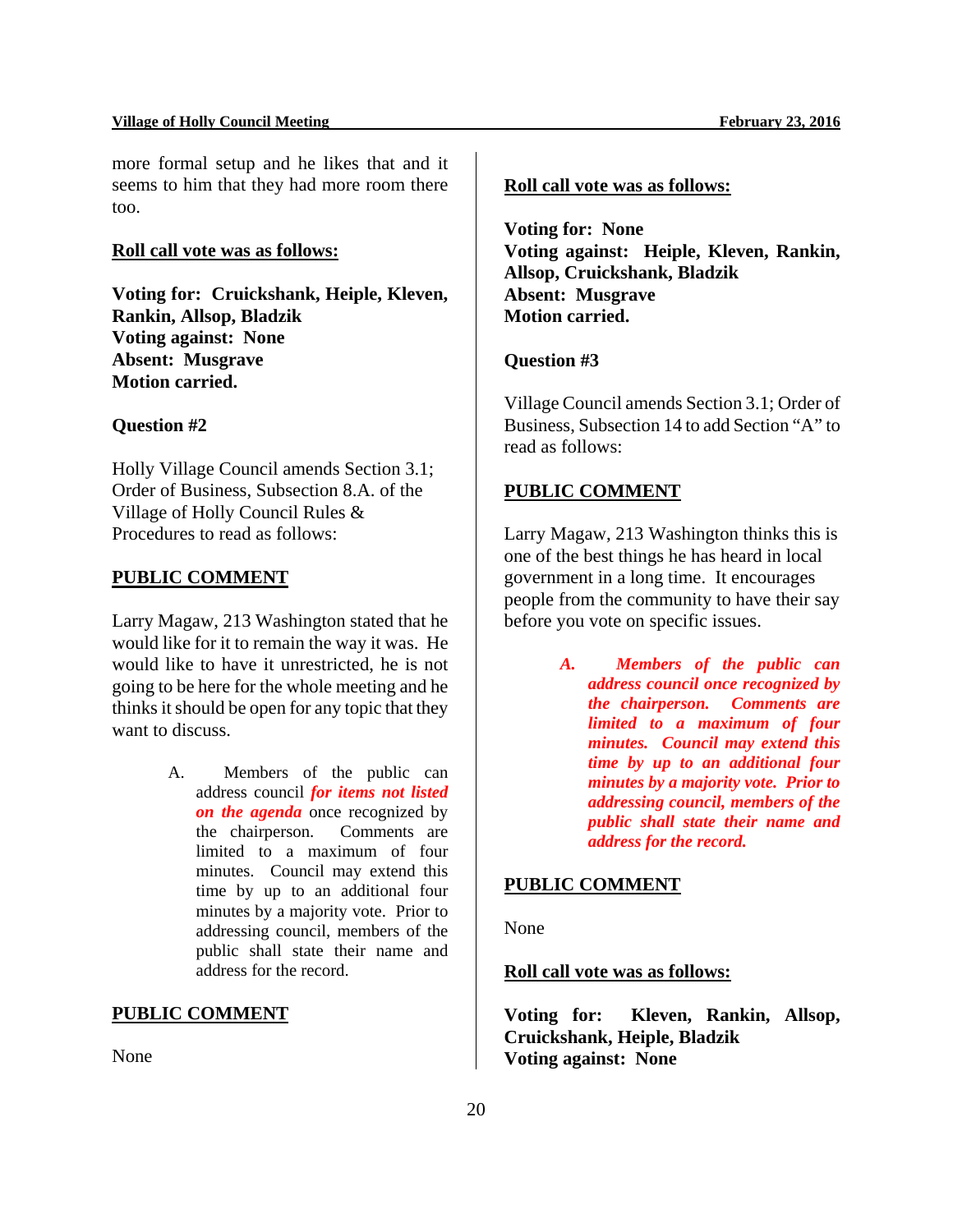more formal setup and he likes that and it seems to him that they had more room there too.

**Roll call vote was as follows:**

**Voting for: Cruickshank, Heiple, Kleven, Rankin, Allsop, Bladzik**
**Voting against: None**
**Absent: Musgrave**
**Motion carried.**

**Question #2**

Holly Village Council amends Section 3.1; Order of Business, Subsection 8.A. of the Village of Holly Council Rules & Procedures to read as follows:

**PUBLIC COMMENT**

Larry Magaw, 213 Washington stated that he would like for it to remain the way it was. He would like to have it unrestricted, he is not going to be here for the whole meeting and he thinks it should be open for any topic that they want to discuss.

> A. Members of the public can address council ***for items not listed on the agenda*** once recognized by the chairperson. Comments are limited to a maximum of four minutes. Council may extend this time by up to an additional four minutes by a majority vote. Prior to addressing council, members of the public shall state their name and address for the record.

**PUBLIC COMMENT**

None

**Roll call vote was as follows:**

**Voting for: None**
**Voting against: Heiple, Kleven, Rankin, Allsop, Cruickshank, Bladzik**
**Absent: Musgrave**
**Motion carried.**

**Question #3**

Village Council amends Section 3.1; Order of Business, Subsection 14 to add Section "A" to read as follows:

**PUBLIC COMMENT**

Larry Magaw, 213 Washington thinks this is one of the best things he has heard in local government in a long time. It encourages people from the community to have their say before you vote on specific issues.

> ***A. Members of the public can address council once recognized by the chairperson. Comments are limited to a maximum of four minutes. Council may extend this time by up to an additional four minutes by a majority vote. Prior to addressing council, members of the public shall state their name and address for the record.***

**PUBLIC COMMENT**

None

**Roll call vote was as follows:**

**Voting for: Kleven, Rankin, Allsop, Cruickshank, Heiple, Bladzik**
**Voting against: None**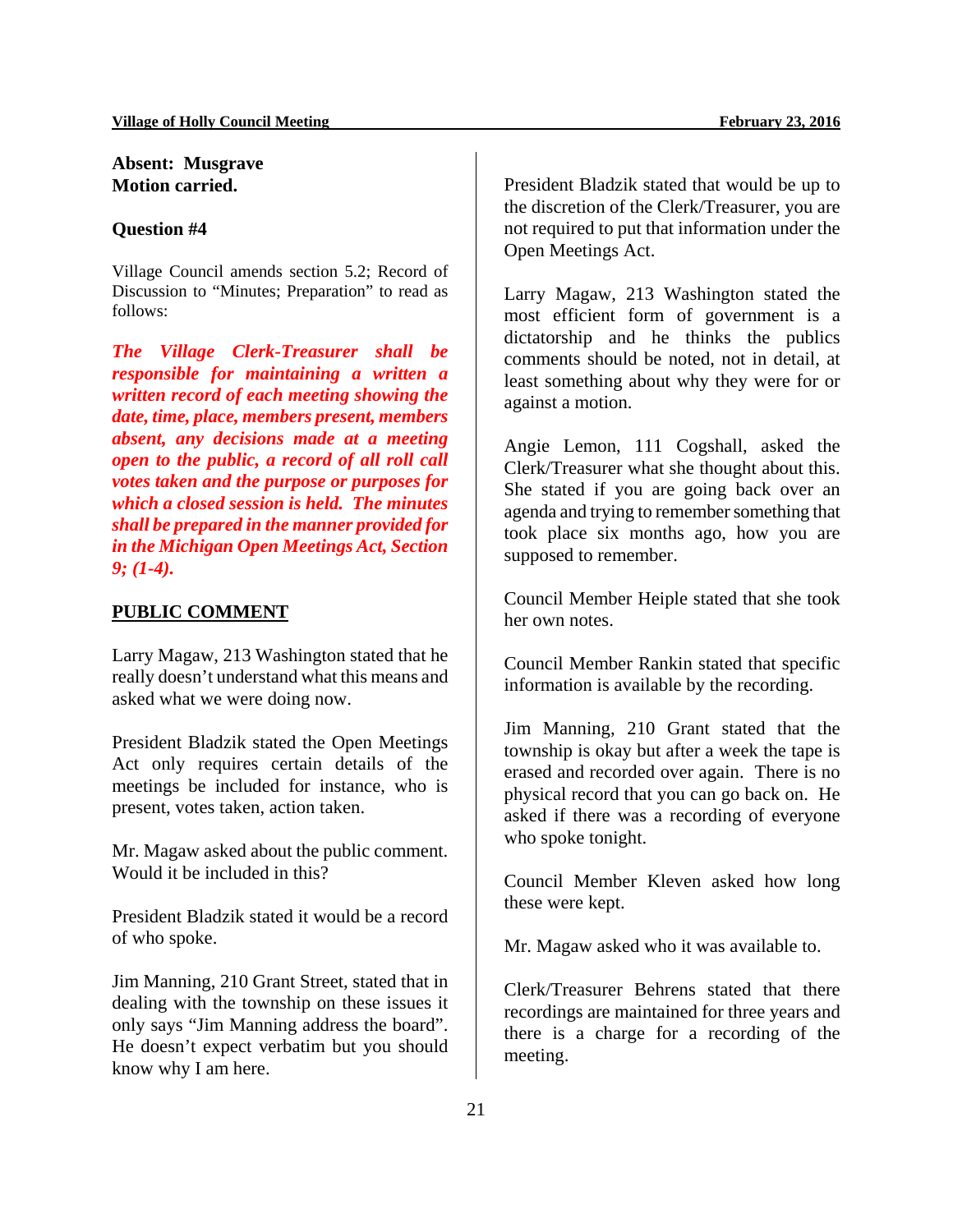**Absent: Musgrave**
**Motion carried.**

**Question #4**

Village Council amends section 5.2; Record of Discussion to "Minutes; Preparation" to read as follows:

***The Village Clerk-Treasurer shall be responsible for maintaining a written a written record of each meeting showing the date, time, place, members present, members absent, any decisions made at a meeting open to the public, a record of all roll call votes taken and the purpose or purposes for which a closed session is held. The minutes shall be prepared in the manner provided for in the Michigan Open Meetings Act, Section 9; (1-4).***

## PUBLIC COMMENT

Larry Magaw, 213 Washington stated that he really doesn't understand what this means and asked what we were doing now.

President Bladzik stated the Open Meetings Act only requires certain details of the meetings be included for instance, who is present, votes taken, action taken.

Mr. Magaw asked about the public comment. Would it be included in this?

President Bladzik stated it would be a record of who spoke.

Jim Manning, 210 Grant Street, stated that in dealing with the township on these issues it only says "Jim Manning address the board". He doesn't expect verbatim but you should know why I am here.

President Bladzik stated that would be up to the discretion of the Clerk/Treasurer, you are not required to put that information under the Open Meetings Act.

Larry Magaw, 213 Washington stated the most efficient form of government is a dictatorship and he thinks the publics comments should be noted, not in detail, at least something about why they were for or against a motion.

Angie Lemon, 111 Cogshall, asked the Clerk/Treasurer what she thought about this. She stated if you are going back over an agenda and trying to remember something that took place six months ago, how you are supposed to remember.

Council Member Heiple stated that she took her own notes.

Council Member Rankin stated that specific information is available by the recording.

Jim Manning, 210 Grant stated that the township is okay but after a week the tape is erased and recorded over again. There is no physical record that you can go back on. He asked if there was a recording of everyone who spoke tonight.

Council Member Kleven asked how long these were kept.

Mr. Magaw asked who it was available to.

Clerk/Treasurer Behrens stated that there recordings are maintained for three years and there is a charge for a recording of the meeting.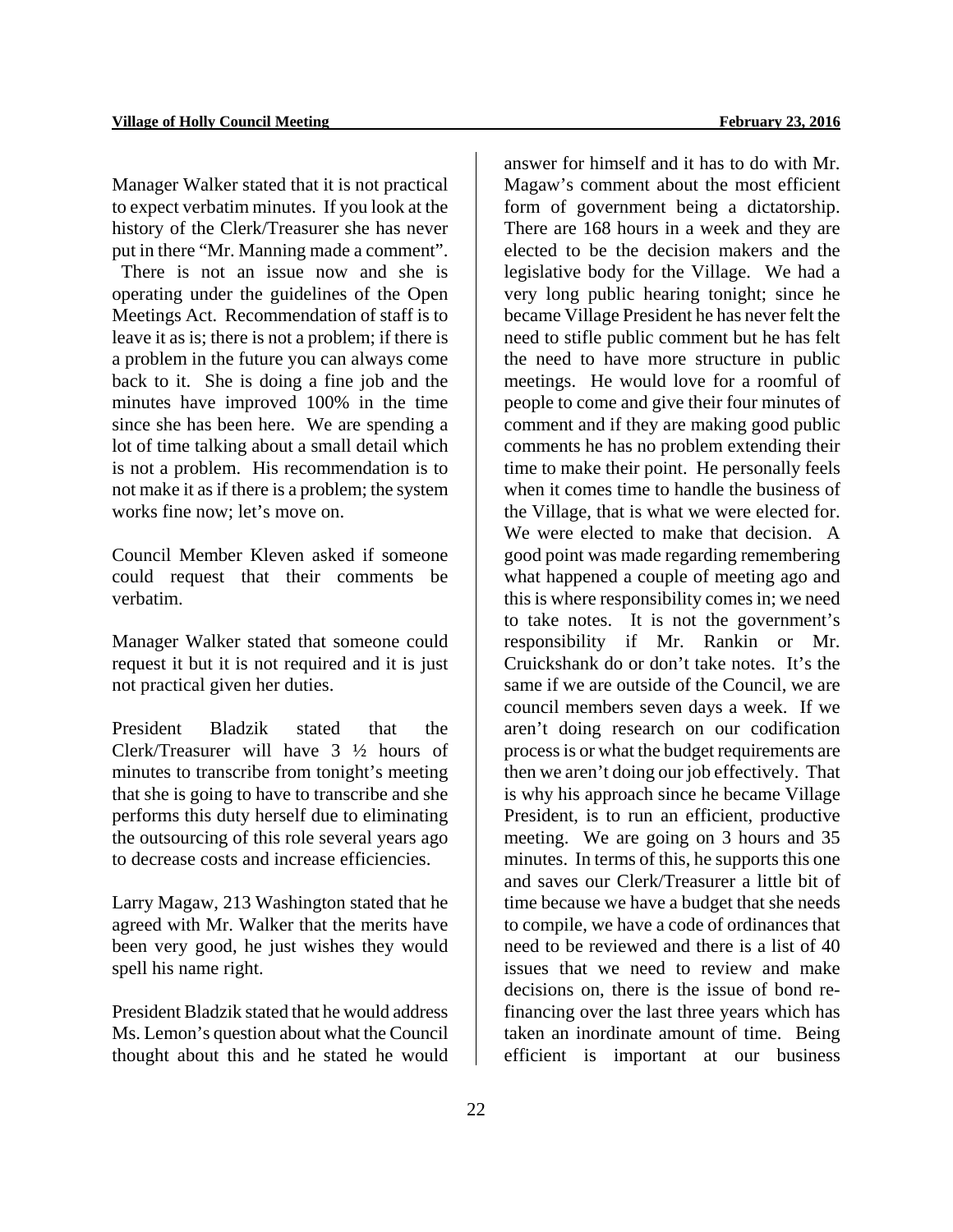Manager Walker stated that it is not practical to expect verbatim minutes. If you look at the history of the Clerk/Treasurer she has never put in there "Mr. Manning made a comment". There is not an issue now and she is operating under the guidelines of the Open Meetings Act. Recommendation of staff is to leave it as is; there is not a problem; if there is a problem in the future you can always come back to it. She is doing a fine job and the minutes have improved 100% in the time since she has been here. We are spending a lot of time talking about a small detail which is not a problem. His recommendation is to not make it as if there is a problem; the system works fine now; let's move on.

Council Member Kleven asked if someone could request that their comments be verbatim.

Manager Walker stated that someone could request it but it is not required and it is just not practical given her duties.

President Bladzik stated that the Clerk/Treasurer will have 3 ½ hours of minutes to transcribe from tonight's meeting that she is going to have to transcribe and she performs this duty herself due to eliminating the outsourcing of this role several years ago to decrease costs and increase efficiencies.

Larry Magaw, 213 Washington stated that he agreed with Mr. Walker that the merits have been very good, he just wishes they would spell his name right.

President Bladzik stated that he would address Ms. Lemon's question about what the Council thought about this and he stated he would answer for himself and it has to do with Mr. Magaw's comment about the most efficient form of government being a dictatorship. There are 168 hours in a week and they are elected to be the decision makers and the legislative body for the Village. We had a very long public hearing tonight; since he became Village President he has never felt the need to stifle public comment but he has felt the need to have more structure in public meetings. He would love for a roomful of people to come and give their four minutes of comment and if they are making good public comments he has no problem extending their time to make their point. He personally feels when it comes time to handle the business of the Village, that is what we were elected for. We were elected to make that decision. A good point was made regarding remembering what happened a couple of meeting ago and this is where responsibility comes in; we need to take notes. It is not the government's responsibility if Mr. Rankin or Mr. Cruickshank do or don't take notes. It's the same if we are outside of the Council, we are council members seven days a week. If we aren't doing research on our codification process is or what the budget requirements are then we aren't doing our job effectively. That is why his approach since he became Village President, is to run an efficient, productive meeting. We are going on 3 hours and 35 minutes. In terms of this, he supports this one and saves our Clerk/Treasurer a little bit of time because we have a budget that she needs to compile, we have a code of ordinances that need to be reviewed and there is a list of 40 issues that we need to review and make decisions on, there is the issue of bond re-financing over the last three years which has taken an inordinate amount of time. Being efficient is important at our business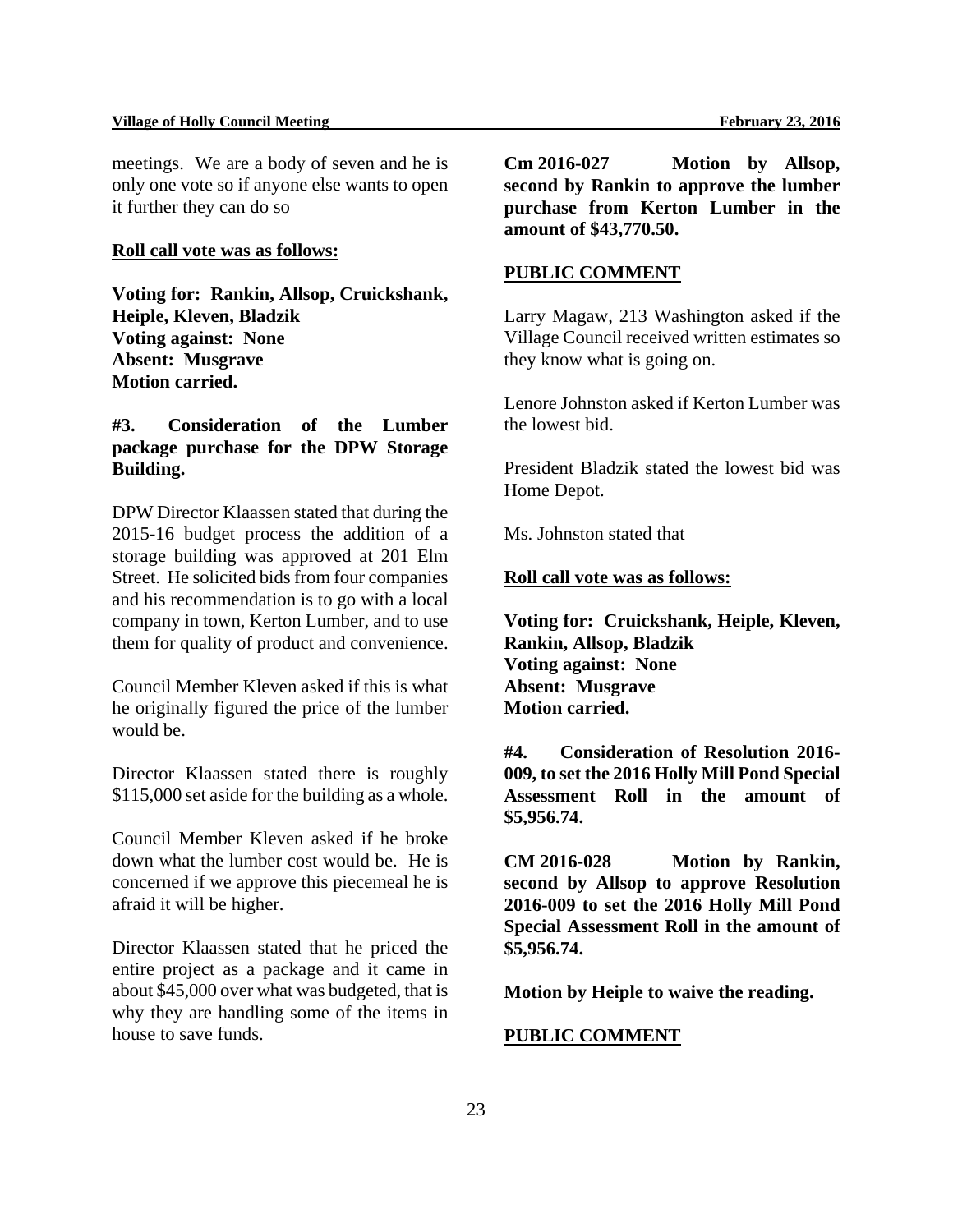meetings. We are a body of seven and he is only one vote so if anyone else wants to open it further they can do so

**Roll call vote was as follows:**

**Voting for: Rankin, Allsop, Cruickshank, Heiple, Kleven, Bladzik**
**Voting against: None**
**Absent: Musgrave**
**Motion carried.**

**#3. Consideration of the Lumber package purchase for the DPW Storage Building.**

DPW Director Klaassen stated that during the 2015-16 budget process the addition of a storage building was approved at 201 Elm Street. He solicited bids from four companies and his recommendation is to go with a local company in town, Kerton Lumber, and to use them for quality of product and convenience.

Council Member Kleven asked if this is what he originally figured the price of the lumber would be.

Director Klaassen stated there is roughly $115,000 set aside for the building as a whole.

Council Member Kleven asked if he broke down what the lumber cost would be. He is concerned if we approve this piecemeal he is afraid it will be higher.

Director Klaassen stated that he priced the entire project as a package and it came in about $45,000 over what was budgeted, that is why they are handling some of the items in house to save funds.

**Cm 2016-027 Motion by Allsop, second by Rankin to approve the lumber purchase from Kerton Lumber in the amount of $43,770.50.**

**PUBLIC COMMENT**

Larry Magaw, 213 Washington asked if the Village Council received written estimates so they know what is going on.

Lenore Johnston asked if Kerton Lumber was the lowest bid.

President Bladzik stated the lowest bid was Home Depot.

Ms. Johnston stated that

**Roll call vote was as follows:**

**Voting for: Cruickshank, Heiple, Kleven, Rankin, Allsop, Bladzik**
**Voting against: None**
**Absent: Musgrave**
**Motion carried.**

**#4. Consideration of Resolution 2016-009, to set the 2016 Holly Mill Pond Special Assessment Roll in the amount of $5,956.74.**

**CM 2016-028 Motion by Rankin, second by Allsop to approve Resolution 2016-009 to set the 2016 Holly Mill Pond Special Assessment Roll in the amount of $5,956.74.**

**Motion by Heiple to waive the reading.**

**PUBLIC COMMENT**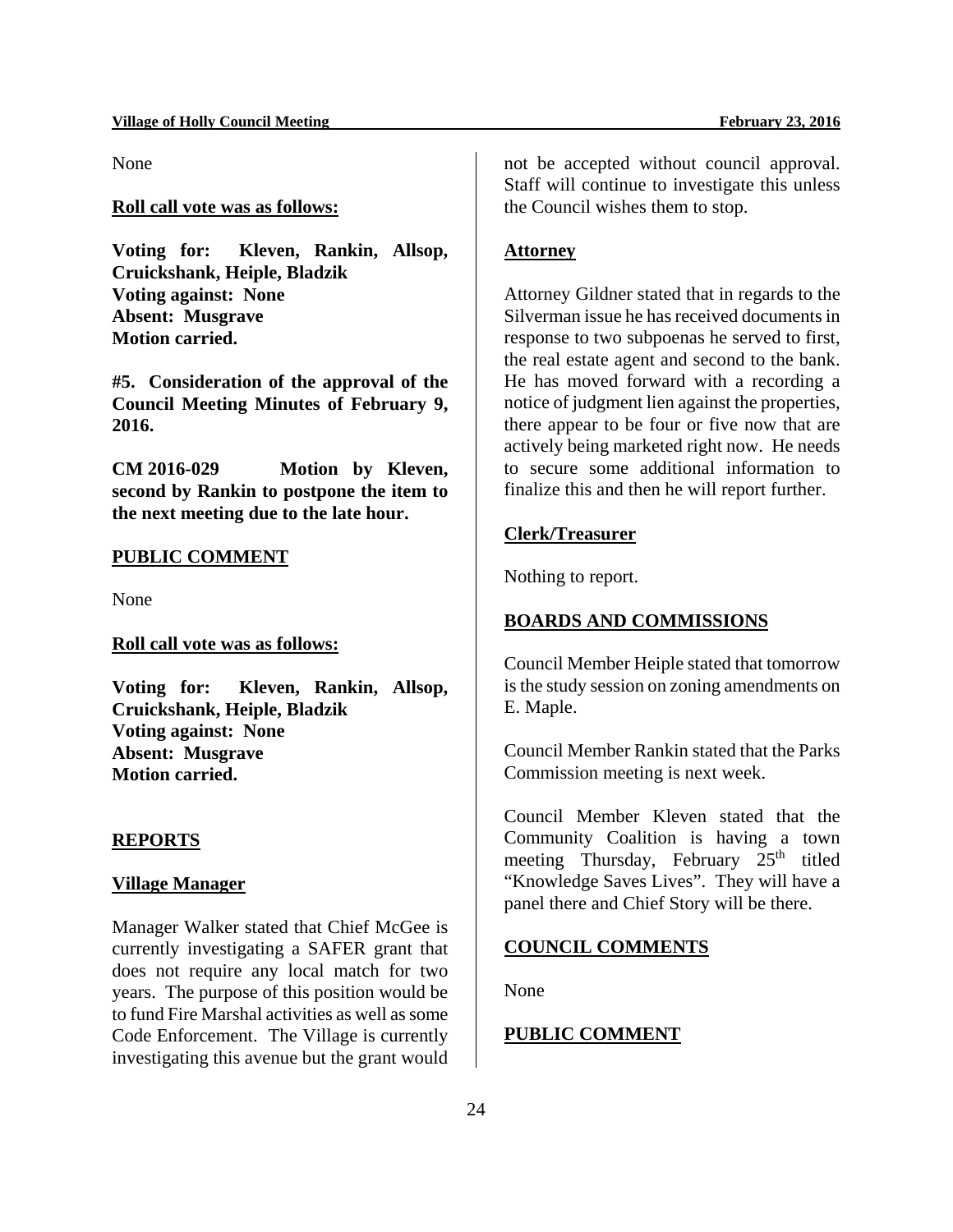None

**Roll call vote was as follows:**

**Voting for: Kleven, Rankin, Allsop, Cruickshank, Heiple, Bladzik**
**Voting against: None**
**Absent: Musgrave**
**Motion carried.**

**#5. Consideration of the approval of the Council Meeting Minutes of February 9, 2016.**

**CM 2016-029 Motion by Kleven, second by Rankin to postpone the item to the next meeting due to the late hour.**

**PUBLIC COMMENT**

None

**Roll call vote was as follows:**

**Voting for: Kleven, Rankin, Allsop, Cruickshank, Heiple, Bladzik**
**Voting against: None**
**Absent: Musgrave**
**Motion carried.**

**REPORTS**

**Village Manager**

Manager Walker stated that Chief McGee is currently investigating a SAFER grant that does not require any local match for two years. The purpose of this position would be to fund Fire Marshal activities as well as some Code Enforcement. The Village is currently investigating this avenue but the grant would not be accepted without council approval. Staff will continue to investigate this unless the Council wishes them to stop.

**Attorney**

Attorney Gildner stated that in regards to the Silverman issue he has received documents in response to two subpoenas he served to first, the real estate agent and second to the bank. He has moved forward with a recording a notice of judgment lien against the properties, there appear to be four or five now that are actively being marketed right now. He needs to secure some additional information to finalize this and then he will report further.

**Clerk/Treasurer**

Nothing to report.

**BOARDS AND COMMISSIONS**

Council Member Heiple stated that tomorrow is the study session on zoning amendments on E. Maple.

Council Member Rankin stated that the Parks Commission meeting is next week.

Council Member Kleven stated that the Community Coalition is having a town meeting Thursday, February 25th titled "Knowledge Saves Lives". They will have a panel there and Chief Story will be there.

**COUNCIL COMMENTS**

None

**PUBLIC COMMENT**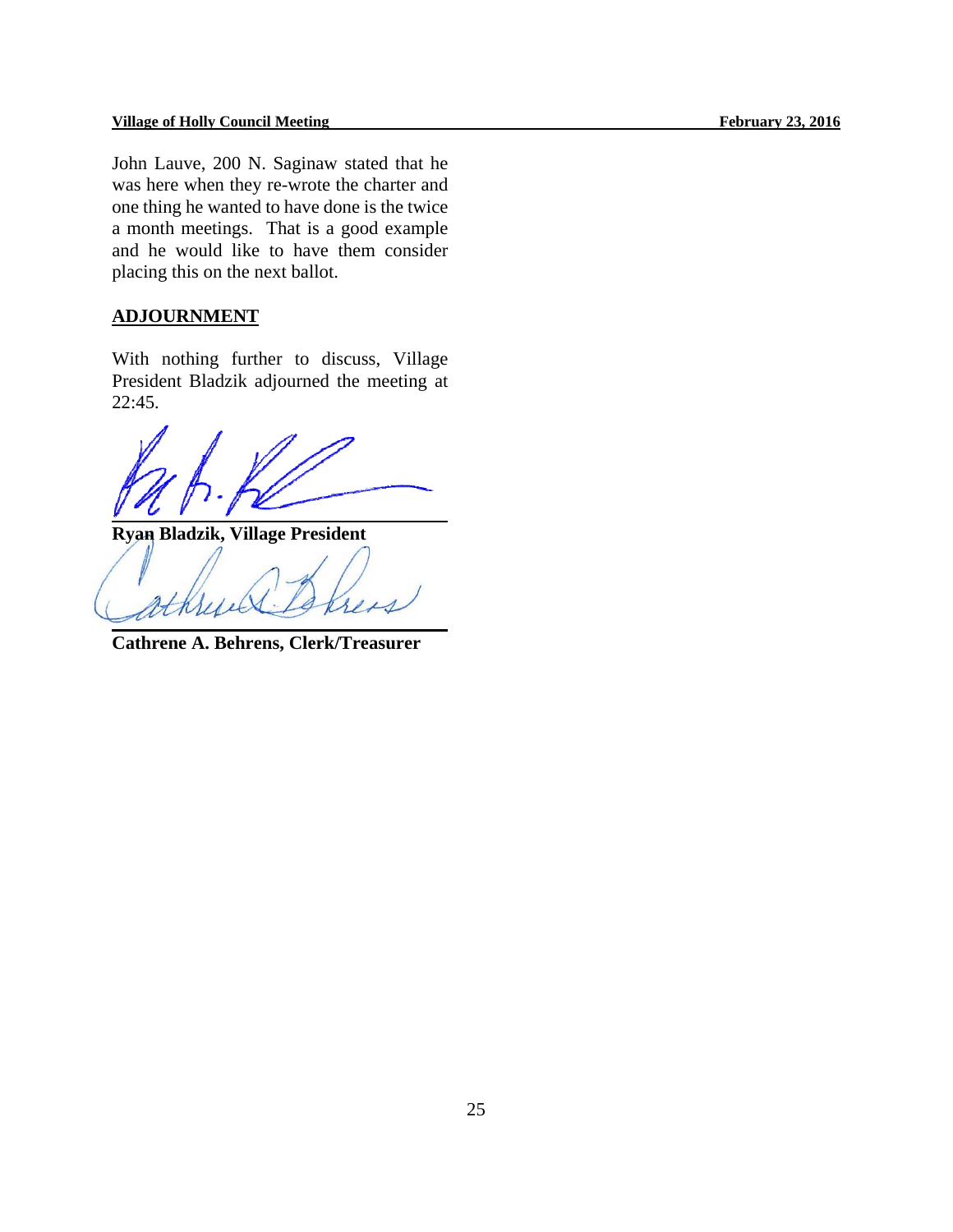John Lauve, 200 N. Saginaw stated that he was here when they re-wrote the charter and one thing he wanted to have done is the twice a month meetings. That is a good example and he would like to have them consider placing this on the next ballot.

## ADJOURNMENT

With nothing further to discuss, Village President Bladzik adjourned the meeting at 22:45.

**Ryan Bladzik, Village President**

**Cathrene A. Behrens, Clerk/Treasurer**